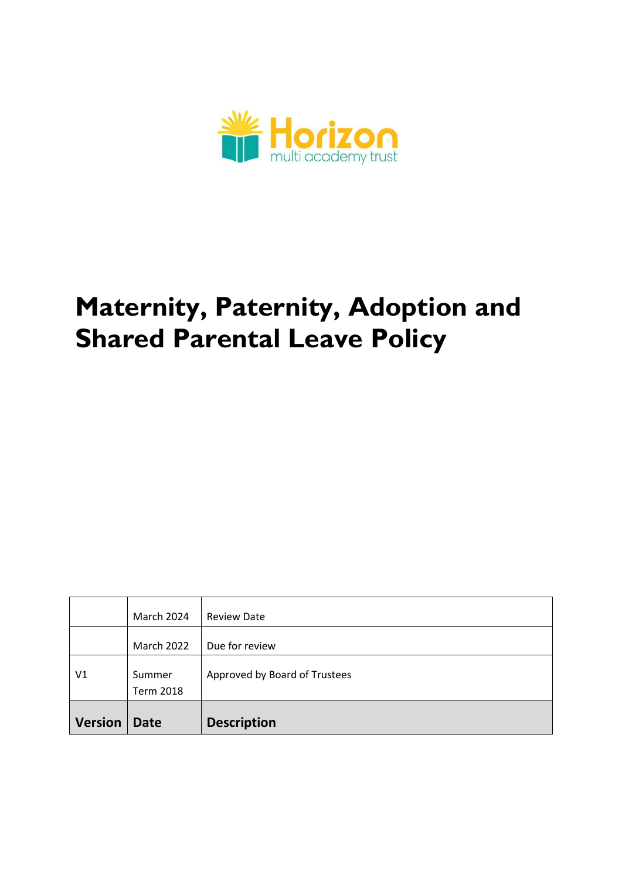Horizon multi academy trust

# Maternity, Paternity, Adoption and Shared Parental Leave Policy

| Version | Date | Description |
| --- | --- | --- |
| | March 2024 | Review Date |
| | March 2022 | Due for review |
| V1 | Summer Term 2018 | Approved by Board of Trustees |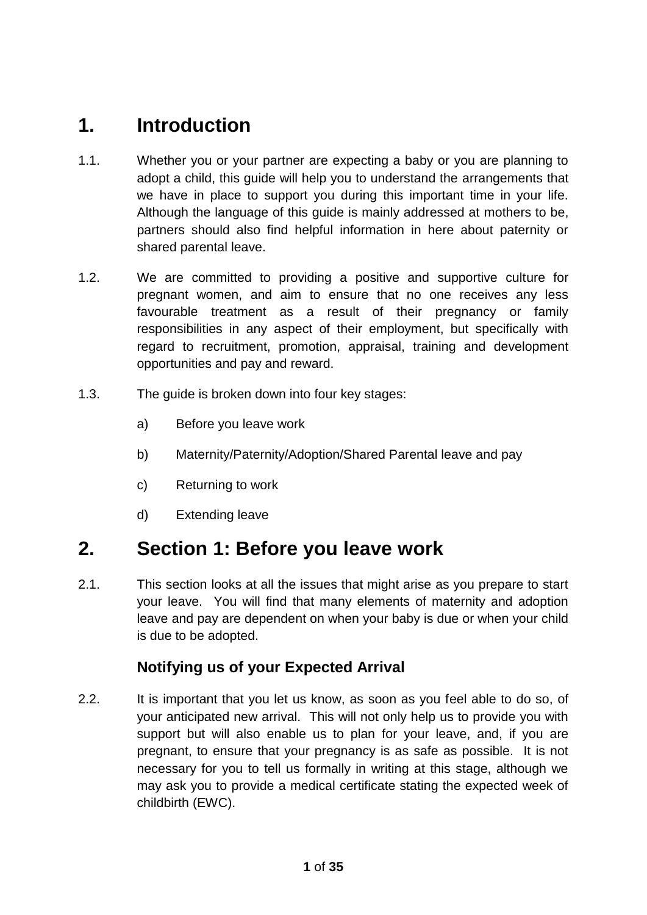# 1. Introduction

1.1. Whether you or your partner are expecting a baby or you are planning to adopt a child, this guide will help you to understand the arrangements that we have in place to support you during this important time in your life. Although the language of this guide is mainly addressed at mothers to be, partners should also find helpful information in here about paternity or shared parental leave.

1.2. We are committed to providing a positive and supportive culture for pregnant women, and aim to ensure that no one receives any less favourable treatment as a result of their pregnancy or family responsibilities in any aspect of their employment, but specifically with regard to recruitment, promotion, appraisal, training and development opportunities and pay and reward.

1.3. The guide is broken down into four key stages:

a) Before you leave work

b) Maternity/Paternity/Adoption/Shared Parental leave and pay

c) Returning to work

d) Extending leave

# 2. Section 1: Before you leave work

2.1. This section looks at all the issues that might arise as you prepare to start your leave. You will find that many elements of maternity and adoption leave and pay are dependent on when your baby is due or when your child is due to be adopted.

### Notifying us of your Expected Arrival

2.2. It is important that you let us know, as soon as you feel able to do so, of your anticipated new arrival. This will not only help us to provide you with support but will also enable us to plan for your leave, and, if you are pregnant, to ensure that your pregnancy is as safe as possible. It is not necessary for you to tell us formally in writing at this stage, although we may ask you to provide a medical certificate stating the expected week of childbirth (EWC).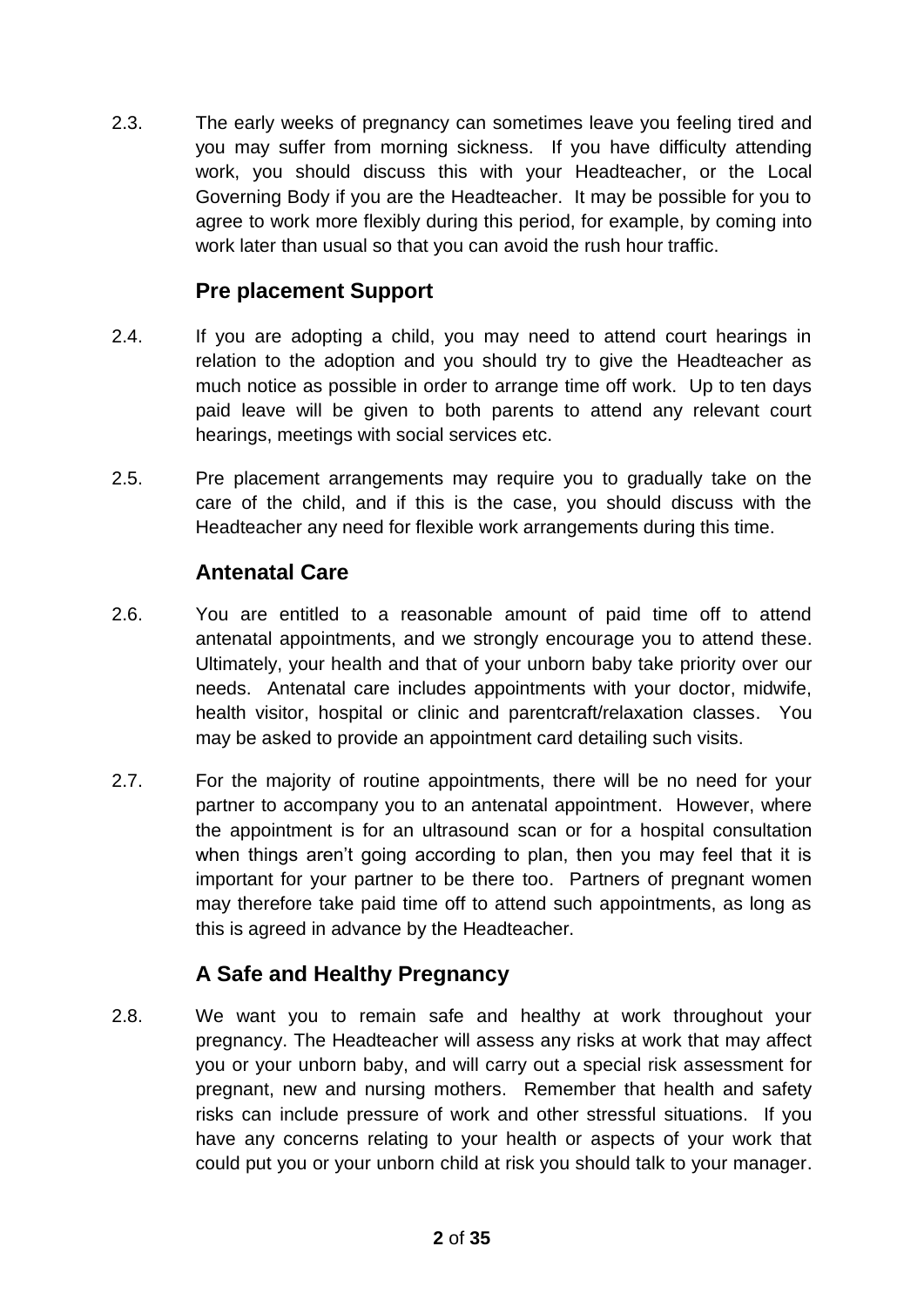2.3. The early weeks of pregnancy can sometimes leave you feeling tired and you may suffer from morning sickness. If you have difficulty attending work, you should discuss this with your Headteacher, or the Local Governing Body if you are the Headteacher. It may be possible for you to agree to work more flexibly during this period, for example, by coming into work later than usual so that you can avoid the rush hour traffic.

## Pre placement Support

2.4. If you are adopting a child, you may need to attend court hearings in relation to the adoption and you should try to give the Headteacher as much notice as possible in order to arrange time off work. Up to ten days paid leave will be given to both parents to attend any relevant court hearings, meetings with social services etc.

2.5. Pre placement arrangements may require you to gradually take on the care of the child, and if this is the case, you should discuss with the Headteacher any need for flexible work arrangements during this time.

## Antenatal Care

2.6. You are entitled to a reasonable amount of paid time off to attend antenatal appointments, and we strongly encourage you to attend these. Ultimately, your health and that of your unborn baby take priority over our needs. Antenatal care includes appointments with your doctor, midwife, health visitor, hospital or clinic and parentcraft/relaxation classes. You may be asked to provide an appointment card detailing such visits.

2.7. For the majority of routine appointments, there will be no need for your partner to accompany you to an antenatal appointment. However, where the appointment is for an ultrasound scan or for a hospital consultation when things aren't going according to plan, then you may feel that it is important for your partner to be there too. Partners of pregnant women may therefore take paid time off to attend such appointments, as long as this is agreed in advance by the Headteacher.

## A Safe and Healthy Pregnancy

2.8. We want you to remain safe and healthy at work throughout your pregnancy. The Headteacher will assess any risks at work that may affect you or your unborn baby, and will carry out a special risk assessment for pregnant, new and nursing mothers. Remember that health and safety risks can include pressure of work and other stressful situations. If you have any concerns relating to your health or aspects of your work that could put you or your unborn child at risk you should talk to your manager.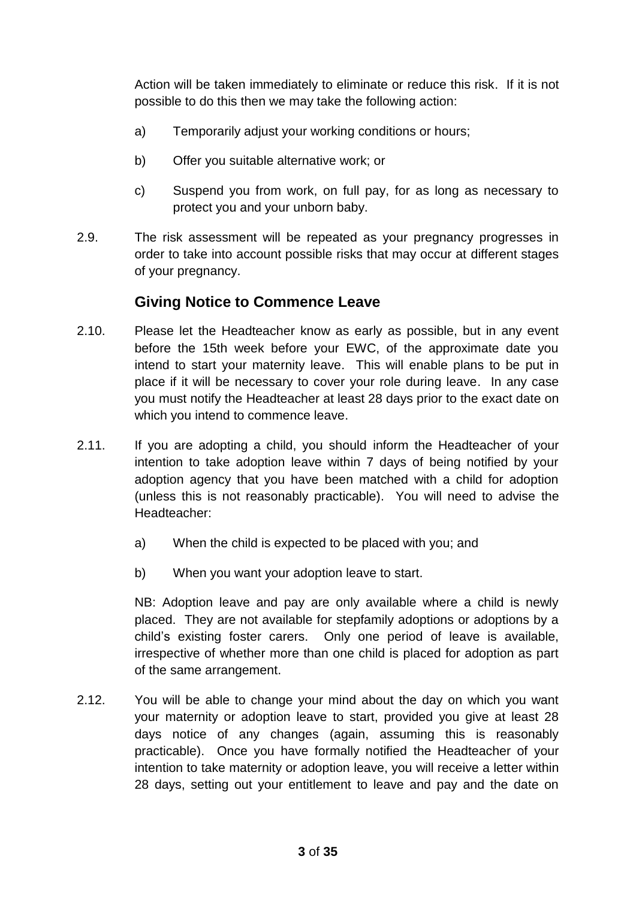Action will be taken immediately to eliminate or reduce this risk. If it is not possible to do this then we may take the following action:

a) Temporarily adjust your working conditions or hours;

b) Offer you suitable alternative work; or

c) Suspend you from work, on full pay, for as long as necessary to protect you and your unborn baby.

2.9. The risk assessment will be repeated as your pregnancy progresses in order to take into account possible risks that may occur at different stages of your pregnancy.

## Giving Notice to Commence Leave

2.10. Please let the Headteacher know as early as possible, but in any event before the 15th week before your EWC, of the approximate date you intend to start your maternity leave. This will enable plans to be put in place if it will be necessary to cover your role during leave. In any case you must notify the Headteacher at least 28 days prior to the exact date on which you intend to commence leave.

2.11. If you are adopting a child, you should inform the Headteacher of your intention to take adoption leave within 7 days of being notified by your adoption agency that you have been matched with a child for adoption (unless this is not reasonably practicable). You will need to advise the Headteacher:

a) When the child is expected to be placed with you; and

b) When you want your adoption leave to start.

NB: Adoption leave and pay are only available where a child is newly placed. They are not available for stepfamily adoptions or adoptions by a child's existing foster carers. Only one period of leave is available, irrespective of whether more than one child is placed for adoption as part of the same arrangement.

2.12. You will be able to change your mind about the day on which you want your maternity or adoption leave to start, provided you give at least 28 days notice of any changes (again, assuming this is reasonably practicable). Once you have formally notified the Headteacher of your intention to take maternity or adoption leave, you will receive a letter within 28 days, setting out your entitlement to leave and pay and the date on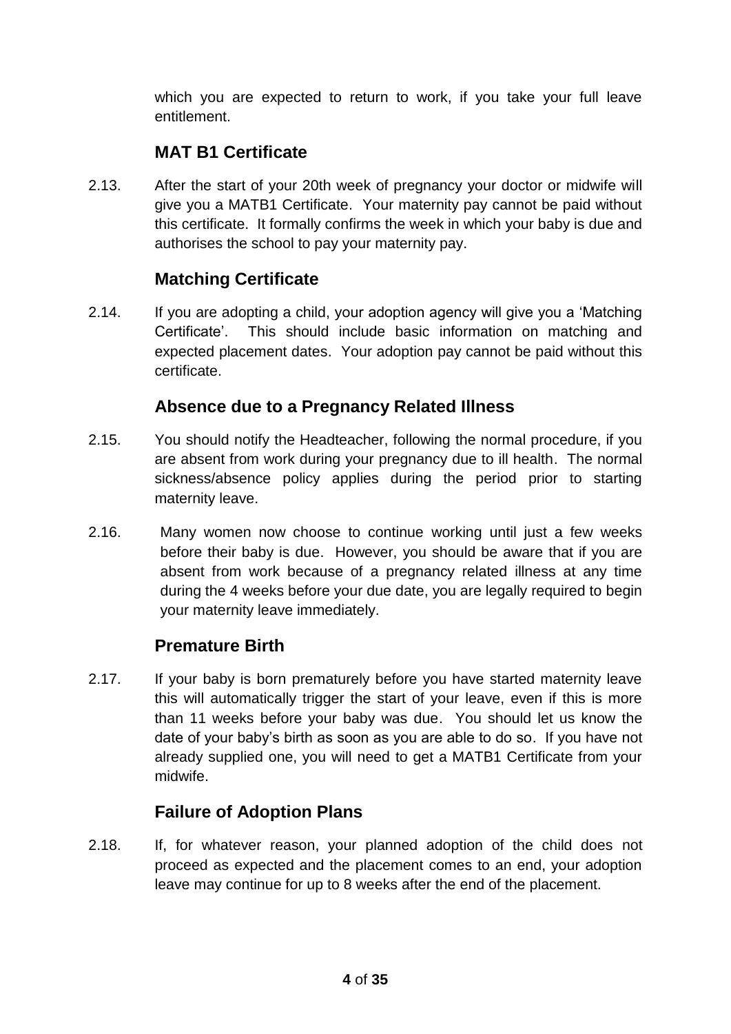which you are expected to return to work, if you take your full leave entitlement.

### MAT B1 Certificate

2.13. After the start of your 20th week of pregnancy your doctor or midwife will give you a MATB1 Certificate. Your maternity pay cannot be paid without this certificate. It formally confirms the week in which your baby is due and authorises the school to pay your maternity pay.

### Matching Certificate

2.14. If you are adopting a child, your adoption agency will give you a 'Matching Certificate'. This should include basic information on matching and expected placement dates. Your adoption pay cannot be paid without this certificate.

### Absence due to a Pregnancy Related Illness

2.15. You should notify the Headteacher, following the normal procedure, if you are absent from work during your pregnancy due to ill health. The normal sickness/absence policy applies during the period prior to starting maternity leave.

2.16. Many women now choose to continue working until just a few weeks before their baby is due. However, you should be aware that if you are absent from work because of a pregnancy related illness at any time during the 4 weeks before your due date, you are legally required to begin your maternity leave immediately.

### Premature Birth

2.17. If your baby is born prematurely before you have started maternity leave this will automatically trigger the start of your leave, even if this is more than 11 weeks before your baby was due. You should let us know the date of your baby's birth as soon as you are able to do so. If you have not already supplied one, you will need to get a MATB1 Certificate from your midwife.

### Failure of Adoption Plans

2.18. If, for whatever reason, your planned adoption of the child does not proceed as expected and the placement comes to an end, your adoption leave may continue for up to 8 weeks after the end of the placement.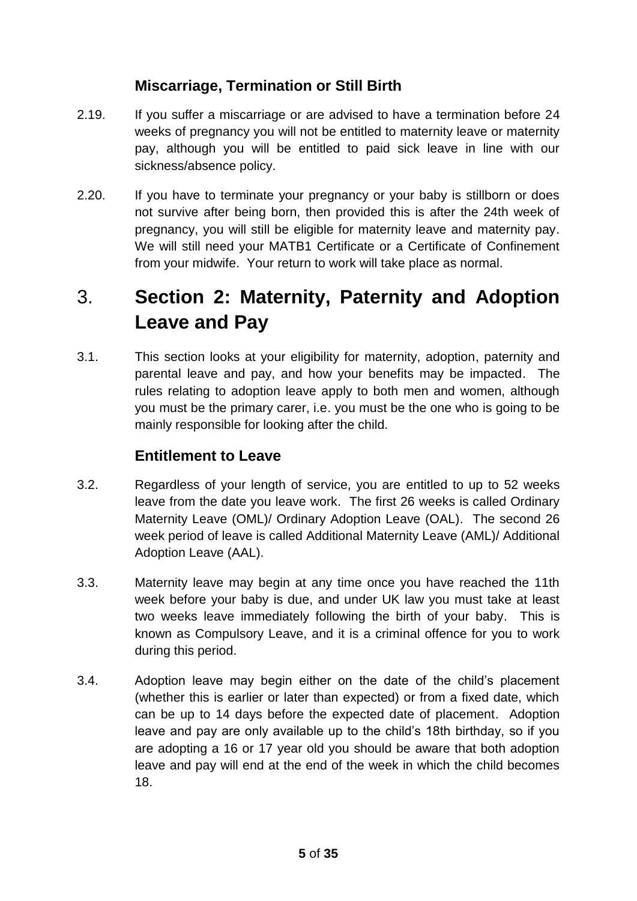### Miscarriage, Termination or Still Birth

2.19. If you suffer a miscarriage or are advised to have a termination before 24 weeks of pregnancy you will not be entitled to maternity leave or maternity pay, although you will be entitled to paid sick leave in line with our sickness/absence policy.

2.20. If you have to terminate your pregnancy or your baby is stillborn or does not survive after being born, then provided this is after the 24th week of pregnancy, you will still be eligible for maternity leave and maternity pay. We will still need your MATB1 Certificate or a Certificate of Confinement from your midwife. Your return to work will take place as normal.

# 3. Section 2: Maternity, Paternity and Adoption Leave and Pay

3.1. This section looks at your eligibility for maternity, adoption, paternity and parental leave and pay, and how your benefits may be impacted. The rules relating to adoption leave apply to both men and women, although you must be the primary carer, i.e. you must be the one who is going to be mainly responsible for looking after the child.

### Entitlement to Leave

3.2. Regardless of your length of service, you are entitled to up to 52 weeks leave from the date you leave work. The first 26 weeks is called Ordinary Maternity Leave (OML)/ Ordinary Adoption Leave (OAL). The second 26 week period of leave is called Additional Maternity Leave (AML)/ Additional Adoption Leave (AAL).

3.3. Maternity leave may begin at any time once you have reached the 11th week before your baby is due, and under UK law you must take at least two weeks leave immediately following the birth of your baby. This is known as Compulsory Leave, and it is a criminal offence for you to work during this period.

3.4. Adoption leave may begin either on the date of the child's placement (whether this is earlier or later than expected) or from a fixed date, which can be up to 14 days before the expected date of placement. Adoption leave and pay are only available up to the child's 18th birthday, so if you are adopting a 16 or 17 year old you should be aware that both adoption leave and pay will end at the end of the week in which the child becomes 18.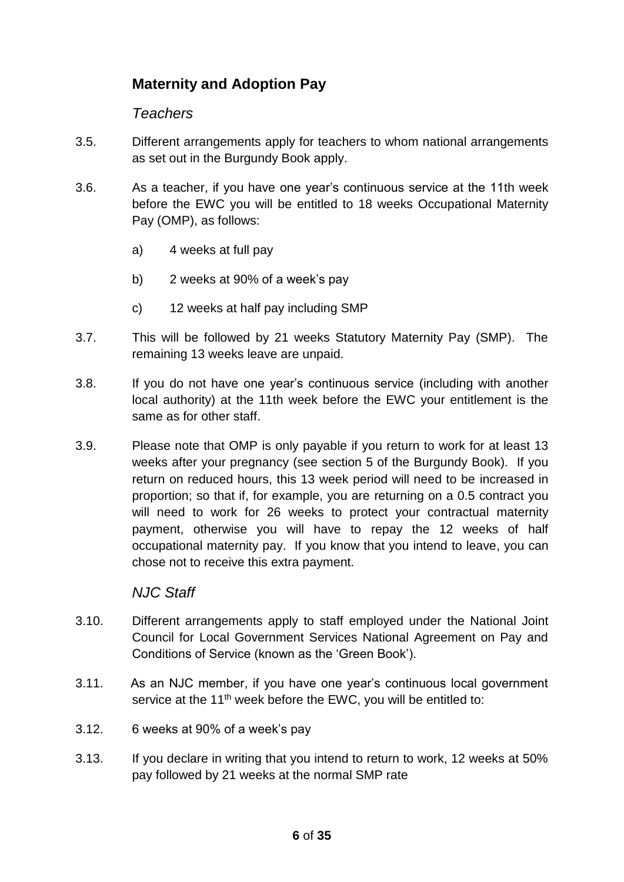## Maternity and Adoption Pay

### *Teachers*

3.5. Different arrangements apply for teachers to whom national arrangements as set out in the Burgundy Book apply.

3.6. As a teacher, if you have one year's continuous service at the 11th week before the EWC you will be entitled to 18 weeks Occupational Maternity Pay (OMP), as follows:

a) 4 weeks at full pay

b) 2 weeks at 90% of a week's pay

c) 12 weeks at half pay including SMP

3.7. This will be followed by 21 weeks Statutory Maternity Pay (SMP). The remaining 13 weeks leave are unpaid.

3.8. If you do not have one year's continuous service (including with another local authority) at the 11th week before the EWC your entitlement is the same as for other staff.

3.9. Please note that OMP is only payable if you return to work for at least 13 weeks after your pregnancy (see section 5 of the Burgundy Book). If you return on reduced hours, this 13 week period will need to be increased in proportion; so that if, for example, you are returning on a 0.5 contract you will need to work for 26 weeks to protect your contractual maternity payment, otherwise you will have to repay the 12 weeks of half occupational maternity pay. If you know that you intend to leave, you can chose not to receive this extra payment.

### *NJC Staff*

3.10. Different arrangements apply to staff employed under the National Joint Council for Local Government Services National Agreement on Pay and Conditions of Service (known as the 'Green Book').

3.11. As an NJC member, if you have one year's continuous local government service at the 11th week before the EWC, you will be entitled to:

3.12. 6 weeks at 90% of a week's pay

3.13. If you declare in writing that you intend to return to work, 12 weeks at 50% pay followed by 21 weeks at the normal SMP rate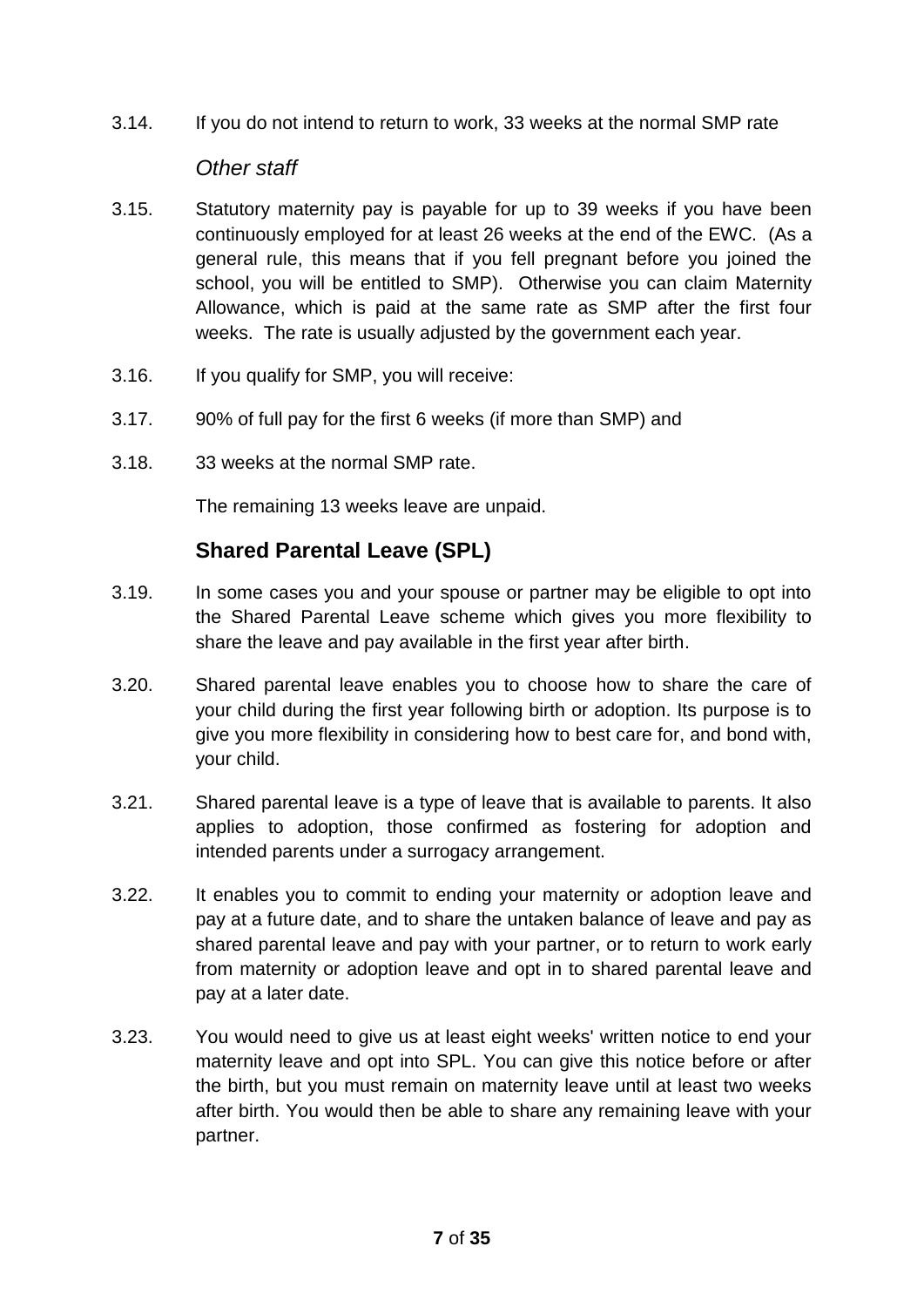3.14. If you do not intend to return to work, 33 weeks at the normal SMP rate

*Other staff*

3.15. Statutory maternity pay is payable for up to 39 weeks if you have been continuously employed for at least 26 weeks at the end of the EWC. (As a general rule, this means that if you fell pregnant before you joined the school, you will be entitled to SMP). Otherwise you can claim Maternity Allowance, which is paid at the same rate as SMP after the first four weeks. The rate is usually adjusted by the government each year.

3.16. If you qualify for SMP, you will receive:

3.17. 90% of full pay for the first 6 weeks (if more than SMP) and

3.18. 33 weeks at the normal SMP rate.

The remaining 13 weeks leave are unpaid.

## Shared Parental Leave (SPL)

3.19. In some cases you and your spouse or partner may be eligible to opt into the Shared Parental Leave scheme which gives you more flexibility to share the leave and pay available in the first year after birth.

3.20. Shared parental leave enables you to choose how to share the care of your child during the first year following birth or adoption. Its purpose is to give you more flexibility in considering how to best care for, and bond with, your child.

3.21. Shared parental leave is a type of leave that is available to parents. It also applies to adoption, those confirmed as fostering for adoption and intended parents under a surrogacy arrangement.

3.22. It enables you to commit to ending your maternity or adoption leave and pay at a future date, and to share the untaken balance of leave and pay as shared parental leave and pay with your partner, or to return to work early from maternity or adoption leave and opt in to shared parental leave and pay at a later date.

3.23. You would need to give us at least eight weeks' written notice to end your maternity leave and opt into SPL. You can give this notice before or after the birth, but you must remain on maternity leave until at least two weeks after birth. You would then be able to share any remaining leave with your partner.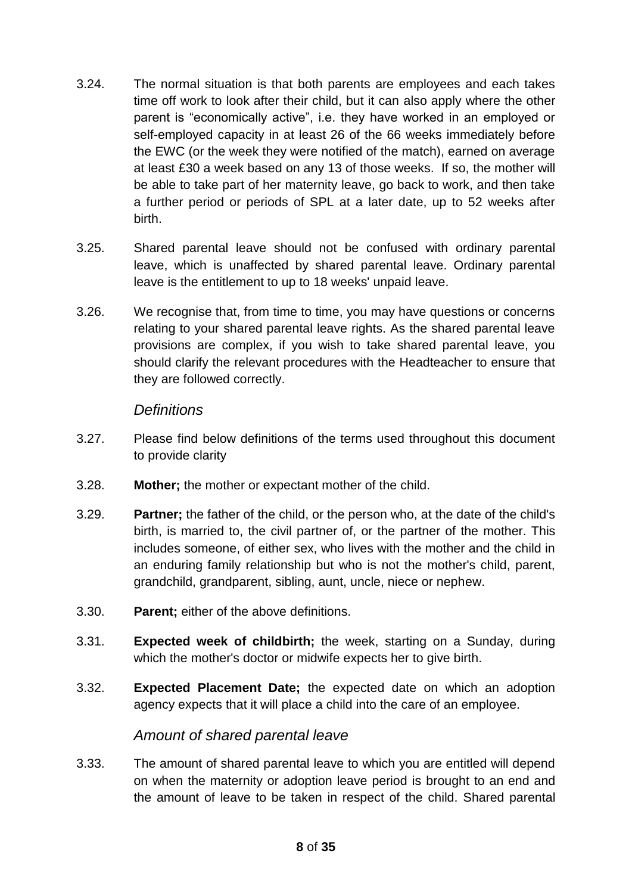3.24. The normal situation is that both parents are employees and each takes time off work to look after their child, but it can also apply where the other parent is "economically active", i.e. they have worked in an employed or self-employed capacity in at least 26 of the 66 weeks immediately before the EWC (or the week they were notified of the match), earned on average at least £30 a week based on any 13 of those weeks. If so, the mother will be able to take part of her maternity leave, go back to work, and then take a further period or periods of SPL at a later date, up to 52 weeks after birth.

3.25. Shared parental leave should not be confused with ordinary parental leave, which is unaffected by shared parental leave. Ordinary parental leave is the entitlement to up to 18 weeks' unpaid leave.

3.26. We recognise that, from time to time, you may have questions or concerns relating to your shared parental leave rights. As the shared parental leave provisions are complex, if you wish to take shared parental leave, you should clarify the relevant procedures with the Headteacher to ensure that they are followed correctly.

### *Definitions*

3.27. Please find below definitions of the terms used throughout this document to provide clarity

3.28. **Mother;** the mother or expectant mother of the child.

3.29. **Partner;** the father of the child, or the person who, at the date of the child's birth, is married to, the civil partner of, or the partner of the mother. This includes someone, of either sex, who lives with the mother and the child in an enduring family relationship but who is not the mother's child, parent, grandchild, grandparent, sibling, aunt, uncle, niece or nephew.

3.30. **Parent;** either of the above definitions.

3.31. **Expected week of childbirth;** the week, starting on a Sunday, during which the mother's doctor or midwife expects her to give birth.

3.32. **Expected Placement Date;** the expected date on which an adoption agency expects that it will place a child into the care of an employee.

### *Amount of shared parental leave*

3.33. The amount of shared parental leave to which you are entitled will depend on when the maternity or adoption leave period is brought to an end and the amount of leave to be taken in respect of the child. Shared parental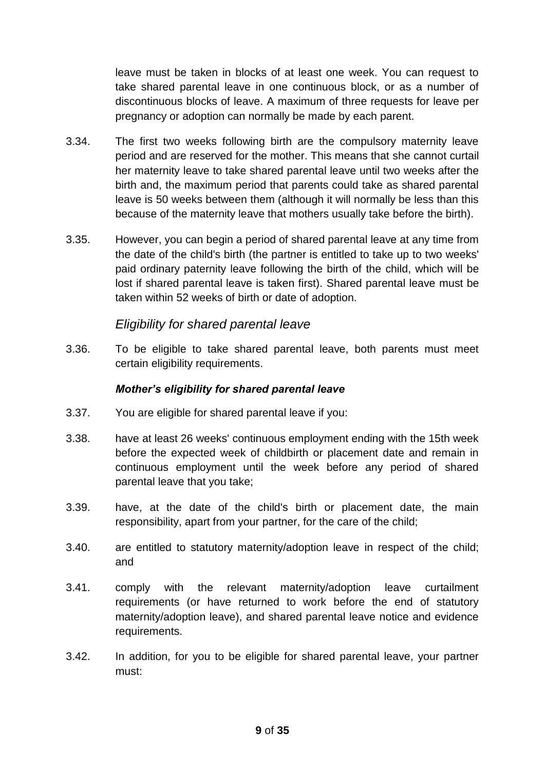leave must be taken in blocks of at least one week. You can request to take shared parental leave in one continuous block, or as a number of discontinuous blocks of leave. A maximum of three requests for leave per pregnancy or adoption can normally be made by each parent.

3.34. The first two weeks following birth are the compulsory maternity leave period and are reserved for the mother. This means that she cannot curtail her maternity leave to take shared parental leave until two weeks after the birth and, the maximum period that parents could take as shared parental leave is 50 weeks between them (although it will normally be less than this because of the maternity leave that mothers usually take before the birth).

3.35. However, you can begin a period of shared parental leave at any time from the date of the child's birth (the partner is entitled to take up to two weeks' paid ordinary paternity leave following the birth of the child, which will be lost if shared parental leave is taken first). Shared parental leave must be taken within 52 weeks of birth or date of adoption.

### *Eligibility for shared parental leave*

3.36. To be eligible to take shared parental leave, both parents must meet certain eligibility requirements.

#### ***Mother's eligibility for shared parental leave***

3.37. You are eligible for shared parental leave if you:

3.38. have at least 26 weeks' continuous employment ending with the 15th week before the expected week of childbirth or placement date and remain in continuous employment until the week before any period of shared parental leave that you take;

3.39. have, at the date of the child's birth or placement date, the main responsibility, apart from your partner, for the care of the child;

3.40. are entitled to statutory maternity/adoption leave in respect of the child; and

3.41. comply with the relevant maternity/adoption leave curtailment requirements (or have returned to work before the end of statutory maternity/adoption leave), and shared parental leave notice and evidence requirements.

3.42. In addition, for you to be eligible for shared parental leave, your partner must: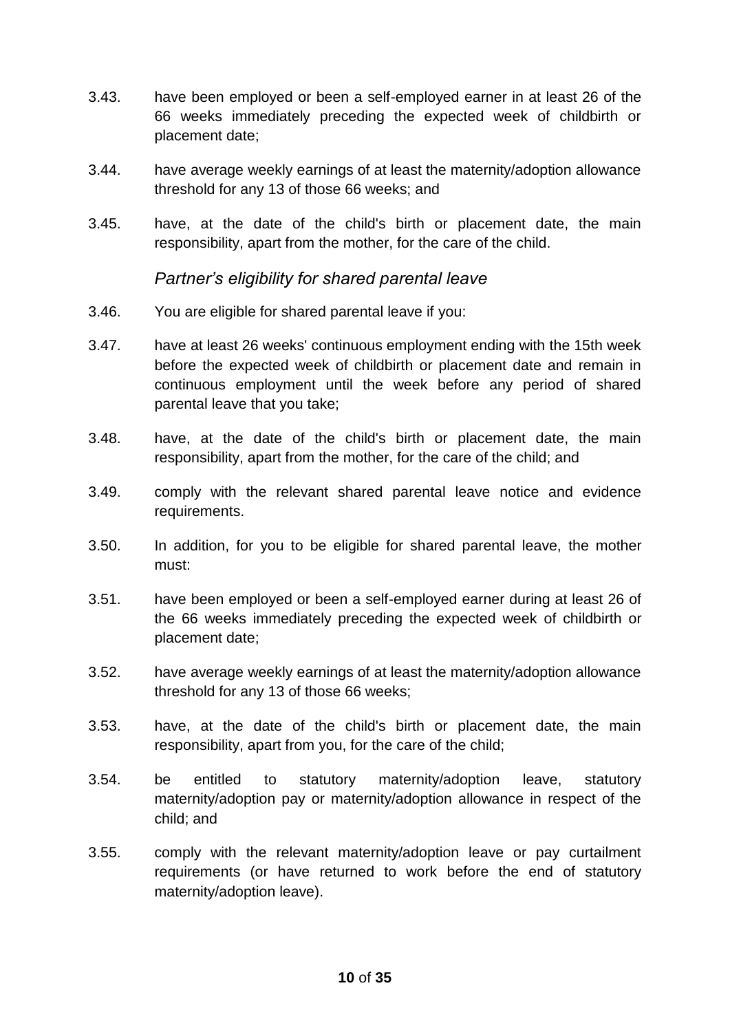3.43. have been employed or been a self-employed earner in at least 26 of the 66 weeks immediately preceding the expected week of childbirth or placement date;

3.44. have average weekly earnings of at least the maternity/adoption allowance threshold for any 13 of those 66 weeks; and

3.45. have, at the date of the child's birth or placement date, the main responsibility, apart from the mother, for the care of the child.

### *Partner's eligibility for shared parental leave*

3.46. You are eligible for shared parental leave if you:

3.47. have at least 26 weeks' continuous employment ending with the 15th week before the expected week of childbirth or placement date and remain in continuous employment until the week before any period of shared parental leave that you take;

3.48. have, at the date of the child's birth or placement date, the main responsibility, apart from the mother, for the care of the child; and

3.49. comply with the relevant shared parental leave notice and evidence requirements.

3.50. In addition, for you to be eligible for shared parental leave, the mother must:

3.51. have been employed or been a self-employed earner during at least 26 of the 66 weeks immediately preceding the expected week of childbirth or placement date;

3.52. have average weekly earnings of at least the maternity/adoption allowance threshold for any 13 of those 66 weeks;

3.53. have, at the date of the child's birth or placement date, the main responsibility, apart from you, for the care of the child;

3.54. be entitled to statutory maternity/adoption leave, statutory maternity/adoption pay or maternity/adoption allowance in respect of the child; and

3.55. comply with the relevant maternity/adoption leave or pay curtailment requirements (or have returned to work before the end of statutory maternity/adoption leave).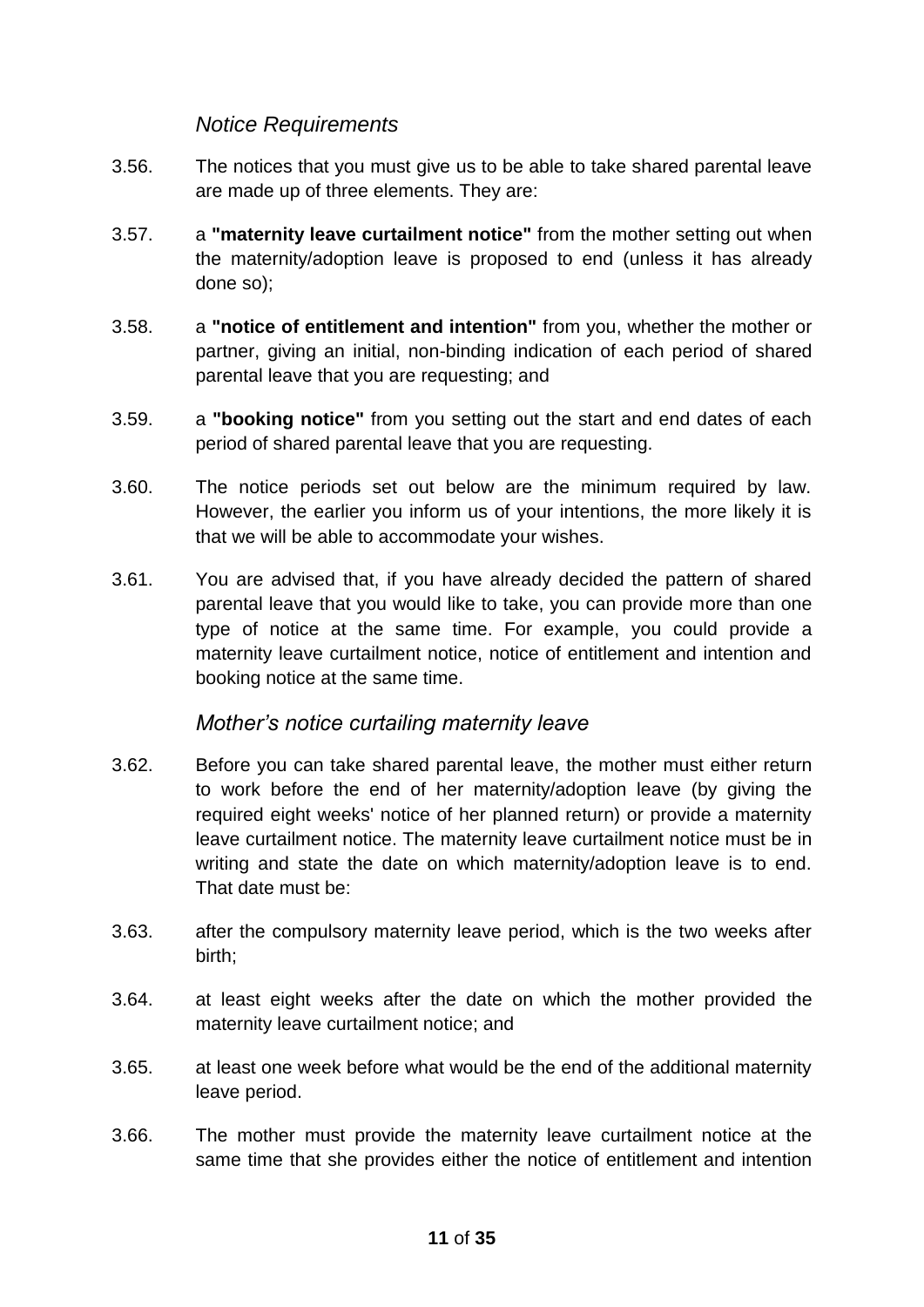### *Notice Requirements*

3.56. The notices that you must give us to be able to take shared parental leave are made up of three elements. They are:

3.57. a **"maternity leave curtailment notice"** from the mother setting out when the maternity/adoption leave is proposed to end (unless it has already done so);

3.58. a **"notice of entitlement and intention"** from you, whether the mother or partner, giving an initial, non-binding indication of each period of shared parental leave that you are requesting; and

3.59. a **"booking notice"** from you setting out the start and end dates of each period of shared parental leave that you are requesting.

3.60. The notice periods set out below are the minimum required by law. However, the earlier you inform us of your intentions, the more likely it is that we will be able to accommodate your wishes.

3.61. You are advised that, if you have already decided the pattern of shared parental leave that you would like to take, you can provide more than one type of notice at the same time. For example, you could provide a maternity leave curtailment notice, notice of entitlement and intention and booking notice at the same time.

### *Mother's notice curtailing maternity leave*

3.62. Before you can take shared parental leave, the mother must either return to work before the end of her maternity/adoption leave (by giving the required eight weeks' notice of her planned return) or provide a maternity leave curtailment notice. The maternity leave curtailment notice must be in writing and state the date on which maternity/adoption leave is to end. That date must be:

3.63. after the compulsory maternity leave period, which is the two weeks after birth;

3.64. at least eight weeks after the date on which the mother provided the maternity leave curtailment notice; and

3.65. at least one week before what would be the end of the additional maternity leave period.

3.66. The mother must provide the maternity leave curtailment notice at the same time that she provides either the notice of entitlement and intention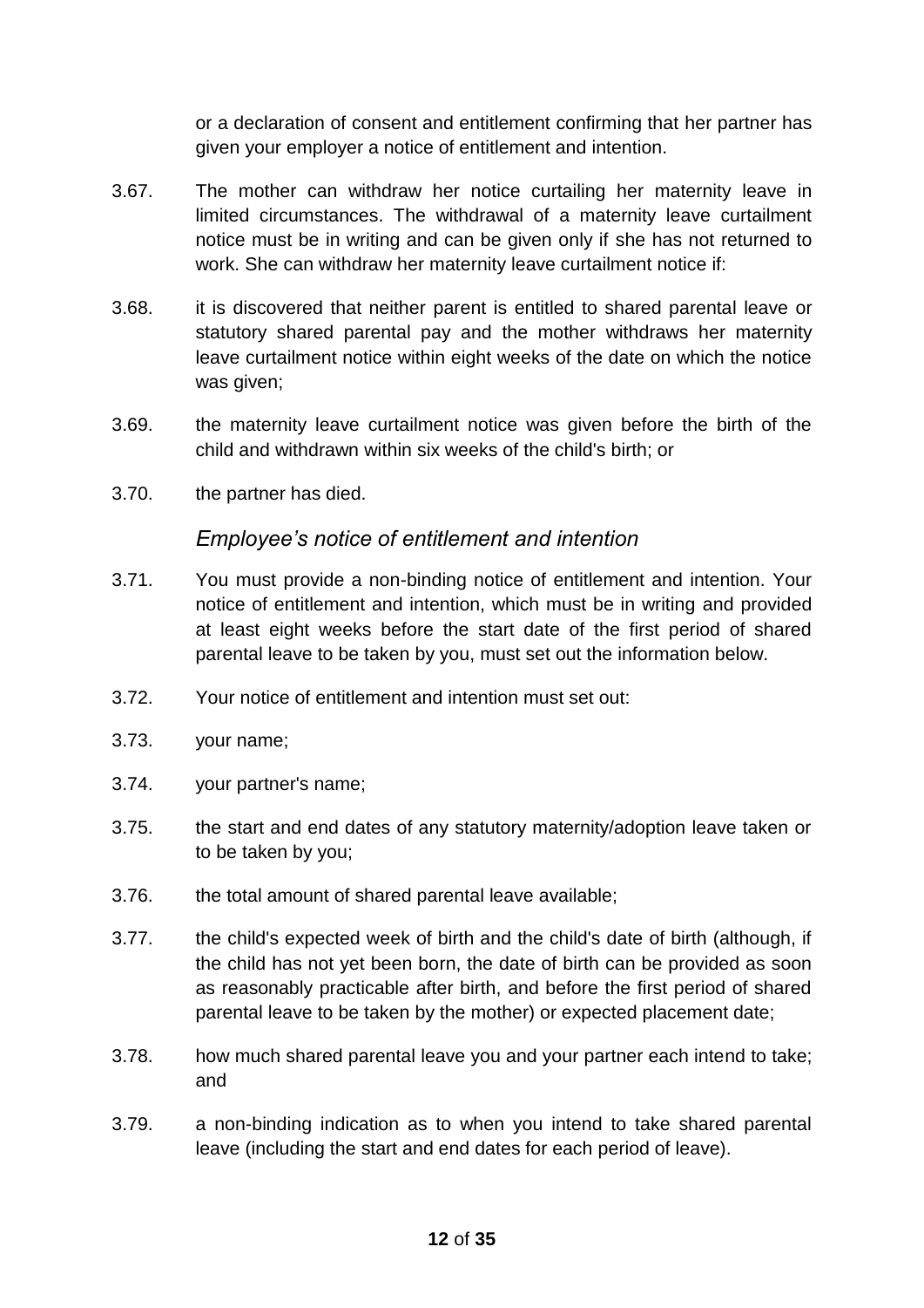or a declaration of consent and entitlement confirming that her partner has given your employer a notice of entitlement and intention.

3.67. The mother can withdraw her notice curtailing her maternity leave in limited circumstances. The withdrawal of a maternity leave curtailment notice must be in writing and can be given only if she has not returned to work. She can withdraw her maternity leave curtailment notice if:

3.68. it is discovered that neither parent is entitled to shared parental leave or statutory shared parental pay and the mother withdraws her maternity leave curtailment notice within eight weeks of the date on which the notice was given;

3.69. the maternity leave curtailment notice was given before the birth of the child and withdrawn within six weeks of the child's birth; or

3.70. the partner has died.

### *Employee's notice of entitlement and intention*

3.71. You must provide a non-binding notice of entitlement and intention. Your notice of entitlement and intention, which must be in writing and provided at least eight weeks before the start date of the first period of shared parental leave to be taken by you, must set out the information below.

3.72. Your notice of entitlement and intention must set out:

3.73. your name;

3.74. your partner's name;

3.75. the start and end dates of any statutory maternity/adoption leave taken or to be taken by you;

3.76. the total amount of shared parental leave available;

3.77. the child's expected week of birth and the child's date of birth (although, if the child has not yet been born, the date of birth can be provided as soon as reasonably practicable after birth, and before the first period of shared parental leave to be taken by the mother) or expected placement date;

3.78. how much shared parental leave you and your partner each intend to take; and

3.79. a non-binding indication as to when you intend to take shared parental leave (including the start and end dates for each period of leave).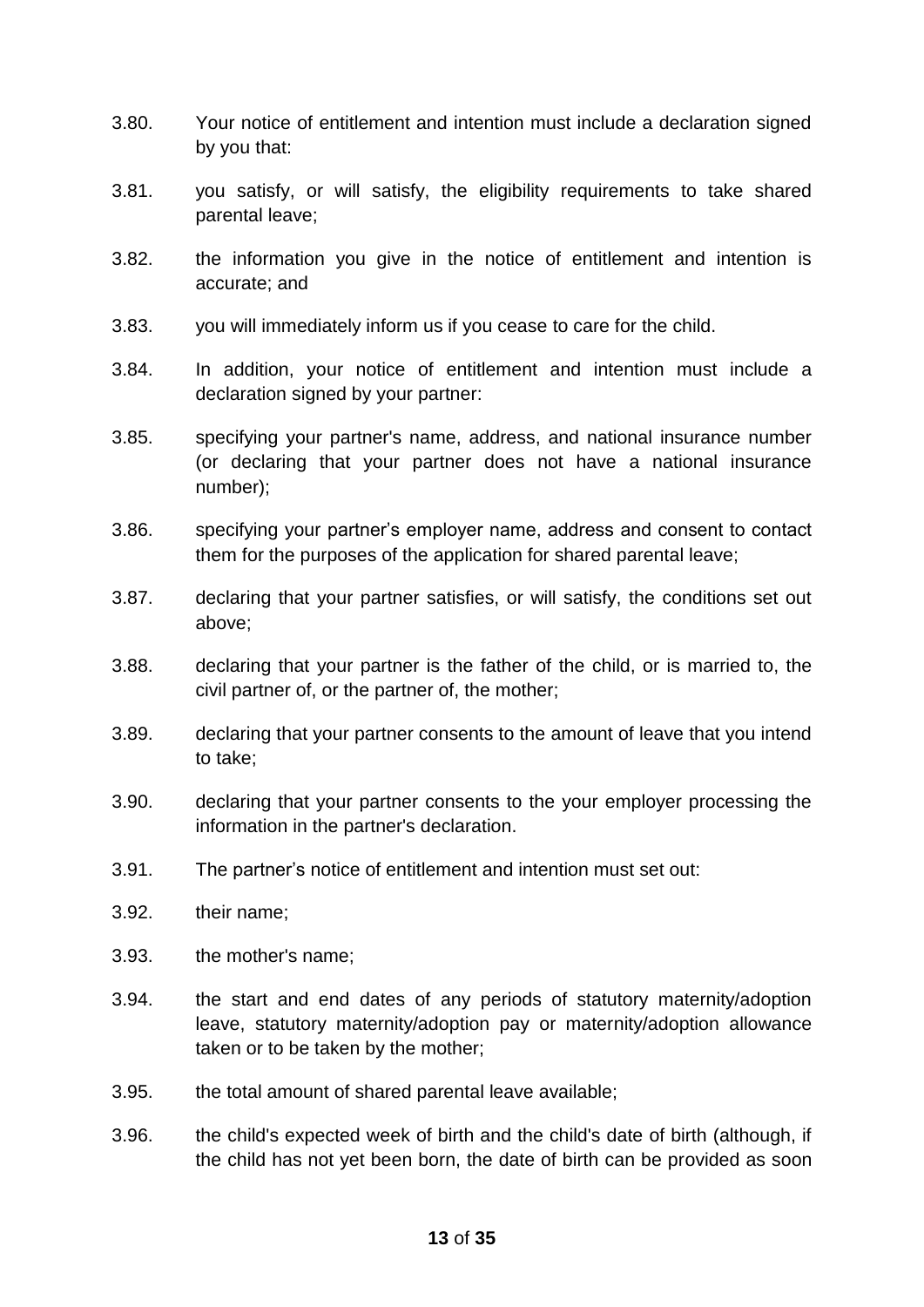3.80. Your notice of entitlement and intention must include a declaration signed by you that:

3.81. you satisfy, or will satisfy, the eligibility requirements to take shared parental leave;

3.82. the information you give in the notice of entitlement and intention is accurate; and

3.83. you will immediately inform us if you cease to care for the child.

3.84. In addition, your notice of entitlement and intention must include a declaration signed by your partner:

3.85. specifying your partner's name, address, and national insurance number (or declaring that your partner does not have a national insurance number);

3.86. specifying your partner's employer name, address and consent to contact them for the purposes of the application for shared parental leave;

3.87. declaring that your partner satisfies, or will satisfy, the conditions set out above;

3.88. declaring that your partner is the father of the child, or is married to, the civil partner of, or the partner of, the mother;

3.89. declaring that your partner consents to the amount of leave that you intend to take;

3.90. declaring that your partner consents to the your employer processing the information in the partner's declaration.

3.91. The partner's notice of entitlement and intention must set out:

3.92. their name;

3.93. the mother's name;

3.94. the start and end dates of any periods of statutory maternity/adoption leave, statutory maternity/adoption pay or maternity/adoption allowance taken or to be taken by the mother;

3.95. the total amount of shared parental leave available;

3.96. the child's expected week of birth and the child's date of birth (although, if the child has not yet been born, the date of birth can be provided as soon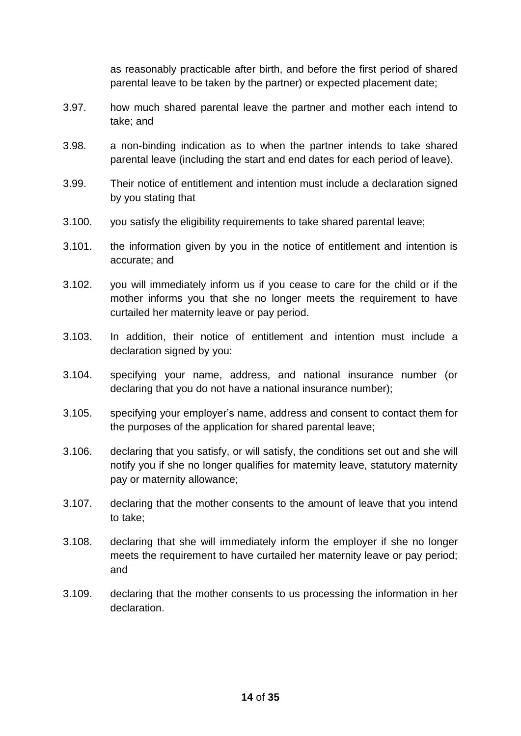as reasonably practicable after birth, and before the first period of shared parental leave to be taken by the partner) or expected placement date;

3.97. how much shared parental leave the partner and mother each intend to take; and

3.98. a non-binding indication as to when the partner intends to take shared parental leave (including the start and end dates for each period of leave).

3.99. Their notice of entitlement and intention must include a declaration signed by you stating that

3.100. you satisfy the eligibility requirements to take shared parental leave;

3.101. the information given by you in the notice of entitlement and intention is accurate; and

3.102. you will immediately inform us if you cease to care for the child or if the mother informs you that she no longer meets the requirement to have curtailed her maternity leave or pay period.

3.103. In addition, their notice of entitlement and intention must include a declaration signed by you:

3.104. specifying your name, address, and national insurance number (or declaring that you do not have a national insurance number);

3.105. specifying your employer's name, address and consent to contact them for the purposes of the application for shared parental leave;

3.106. declaring that you satisfy, or will satisfy, the conditions set out and she will notify you if she no longer qualifies for maternity leave, statutory maternity pay or maternity allowance;

3.107. declaring that the mother consents to the amount of leave that you intend to take;

3.108. declaring that she will immediately inform the employer if she no longer meets the requirement to have curtailed her maternity leave or pay period; and

3.109. declaring that the mother consents to us processing the information in her declaration.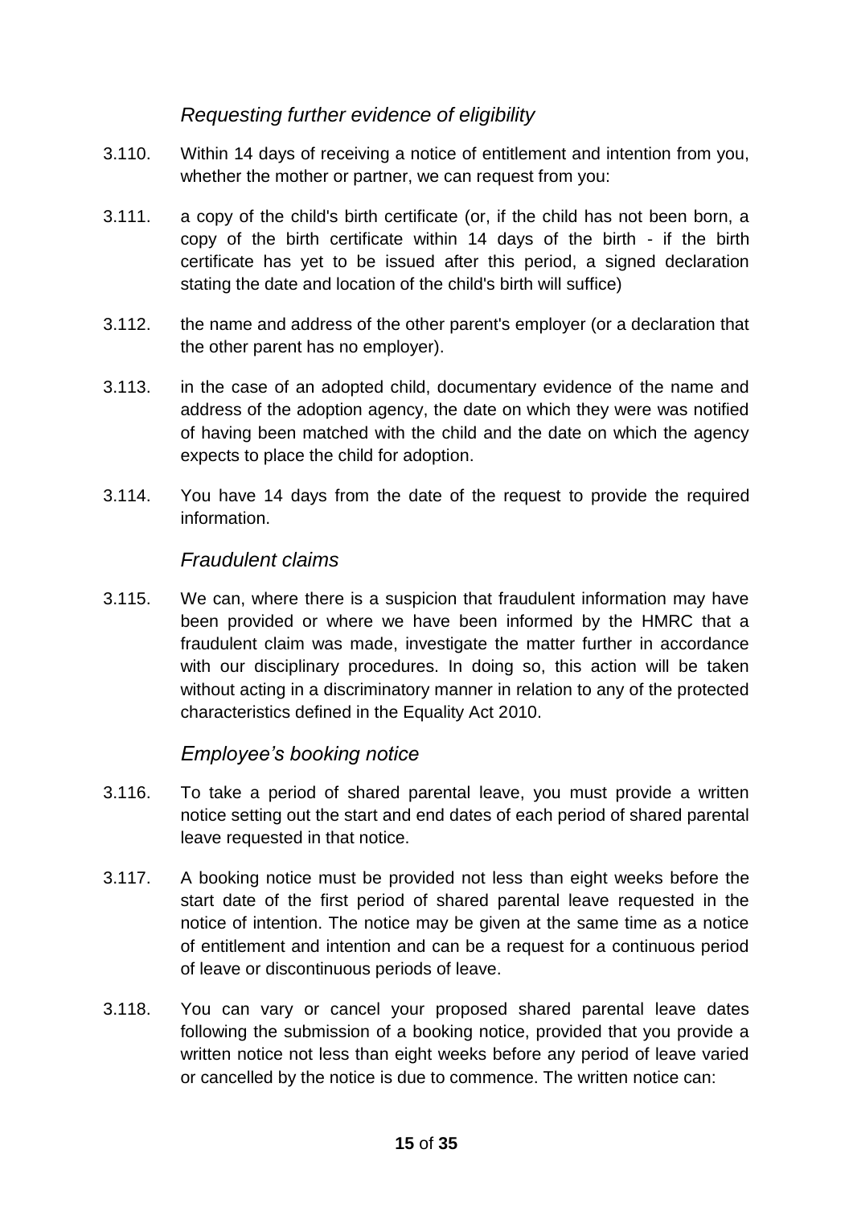### *Requesting further evidence of eligibility*

3.110. Within 14 days of receiving a notice of entitlement and intention from you, whether the mother or partner, we can request from you:

3.111. a copy of the child's birth certificate (or, if the child has not been born, a copy of the birth certificate within 14 days of the birth - if the birth certificate has yet to be issued after this period, a signed declaration stating the date and location of the child's birth will suffice)

3.112. the name and address of the other parent's employer (or a declaration that the other parent has no employer).

3.113. in the case of an adopted child, documentary evidence of the name and address of the adoption agency, the date on which they were was notified of having been matched with the child and the date on which the agency expects to place the child for adoption.

3.114. You have 14 days from the date of the request to provide the required information.

### *Fraudulent claims*

3.115. We can, where there is a suspicion that fraudulent information may have been provided or where we have been informed by the HMRC that a fraudulent claim was made, investigate the matter further in accordance with our disciplinary procedures. In doing so, this action will be taken without acting in a discriminatory manner in relation to any of the protected characteristics defined in the Equality Act 2010.

### *Employee's booking notice*

3.116. To take a period of shared parental leave, you must provide a written notice setting out the start and end dates of each period of shared parental leave requested in that notice.

3.117. A booking notice must be provided not less than eight weeks before the start date of the first period of shared parental leave requested in the notice of intention. The notice may be given at the same time as a notice of entitlement and intention and can be a request for a continuous period of leave or discontinuous periods of leave.

3.118. You can vary or cancel your proposed shared parental leave dates following the submission of a booking notice, provided that you provide a written notice not less than eight weeks before any period of leave varied or cancelled by the notice is due to commence. The written notice can: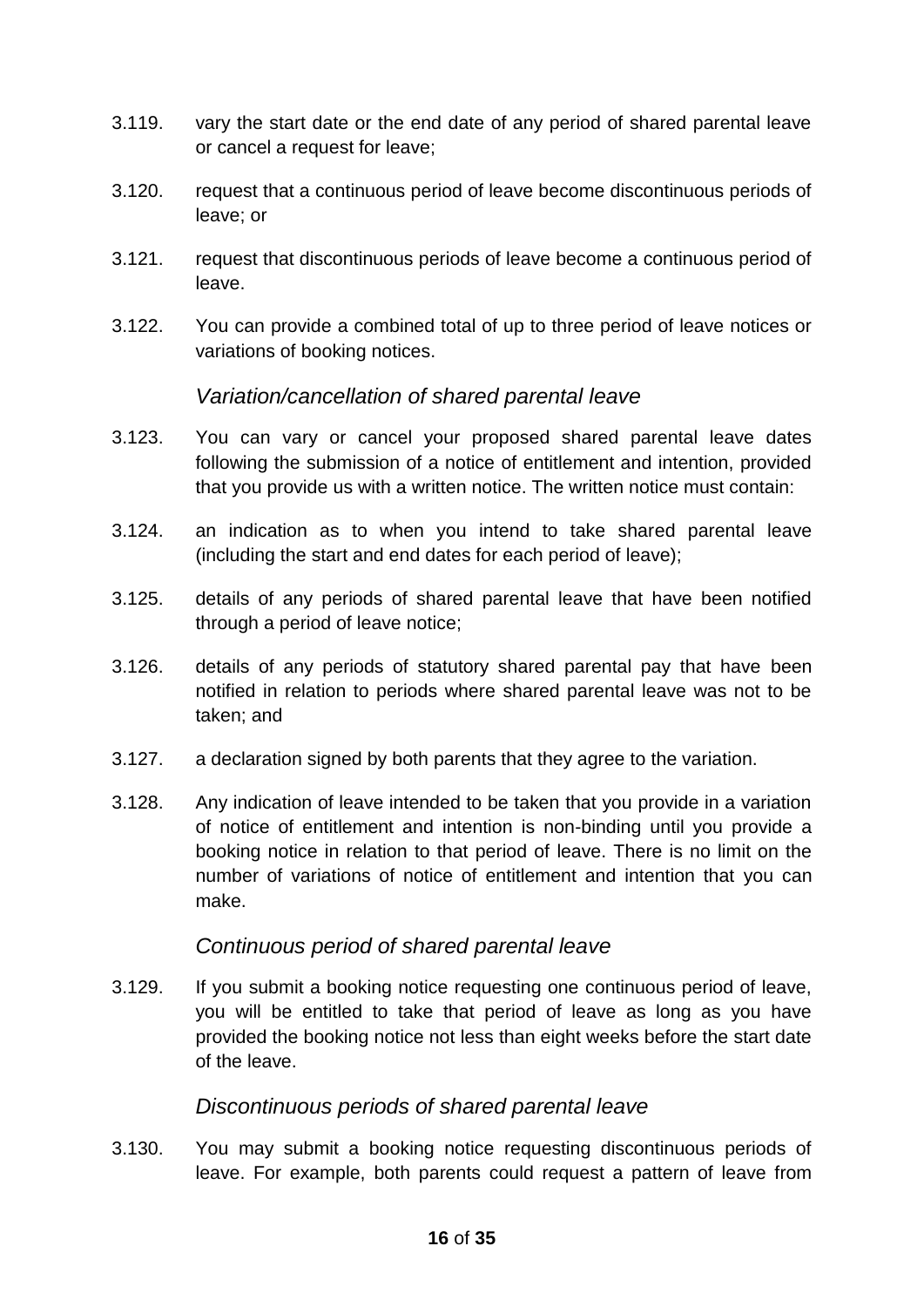3.119. vary the start date or the end date of any period of shared parental leave or cancel a request for leave;

3.120. request that a continuous period of leave become discontinuous periods of leave; or

3.121. request that discontinuous periods of leave become a continuous period of leave.

3.122. You can provide a combined total of up to three period of leave notices or variations of booking notices.

### *Variation/cancellation of shared parental leave*

3.123. You can vary or cancel your proposed shared parental leave dates following the submission of a notice of entitlement and intention, provided that you provide us with a written notice. The written notice must contain:

3.124. an indication as to when you intend to take shared parental leave (including the start and end dates for each period of leave);

3.125. details of any periods of shared parental leave that have been notified through a period of leave notice;

3.126. details of any periods of statutory shared parental pay that have been notified in relation to periods where shared parental leave was not to be taken; and

3.127. a declaration signed by both parents that they agree to the variation.

3.128. Any indication of leave intended to be taken that you provide in a variation of notice of entitlement and intention is non-binding until you provide a booking notice in relation to that period of leave. There is no limit on the number of variations of notice of entitlement and intention that you can make.

### *Continuous period of shared parental leave*

3.129. If you submit a booking notice requesting one continuous period of leave, you will be entitled to take that period of leave as long as you have provided the booking notice not less than eight weeks before the start date of the leave.

### *Discontinuous periods of shared parental leave*

3.130. You may submit a booking notice requesting discontinuous periods of leave. For example, both parents could request a pattern of leave from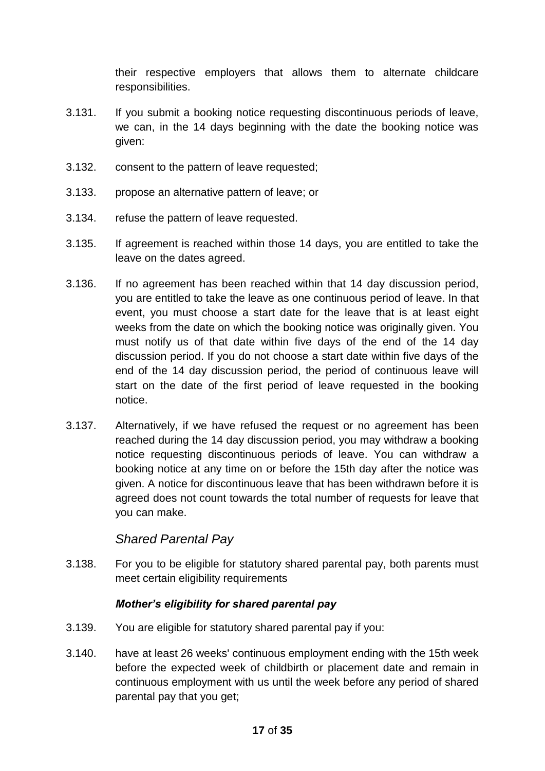their respective employers that allows them to alternate childcare responsibilities.

3.131. If you submit a booking notice requesting discontinuous periods of leave, we can, in the 14 days beginning with the date the booking notice was given:

3.132. consent to the pattern of leave requested;

3.133. propose an alternative pattern of leave; or

3.134. refuse the pattern of leave requested.

3.135. If agreement is reached within those 14 days, you are entitled to take the leave on the dates agreed.

3.136. If no agreement has been reached within that 14 day discussion period, you are entitled to take the leave as one continuous period of leave. In that event, you must choose a start date for the leave that is at least eight weeks from the date on which the booking notice was originally given. You must notify us of that date within five days of the end of the 14 day discussion period. If you do not choose a start date within five days of the end of the 14 day discussion period, the period of continuous leave will start on the date of the first period of leave requested in the booking notice.

3.137. Alternatively, if we have refused the request or no agreement has been reached during the 14 day discussion period, you may withdraw a booking notice requesting discontinuous periods of leave. You can withdraw a booking notice at any time on or before the 15th day after the notice was given. A notice for discontinuous leave that has been withdrawn before it is agreed does not count towards the total number of requests for leave that you can make.

### *Shared Parental Pay*

3.138. For you to be eligible for statutory shared parental pay, both parents must meet certain eligibility requirements

#### ***Mother's eligibility for shared parental pay***

3.139. You are eligible for statutory shared parental pay if you:

3.140. have at least 26 weeks' continuous employment ending with the 15th week before the expected week of childbirth or placement date and remain in continuous employment with us until the week before any period of shared parental pay that you get;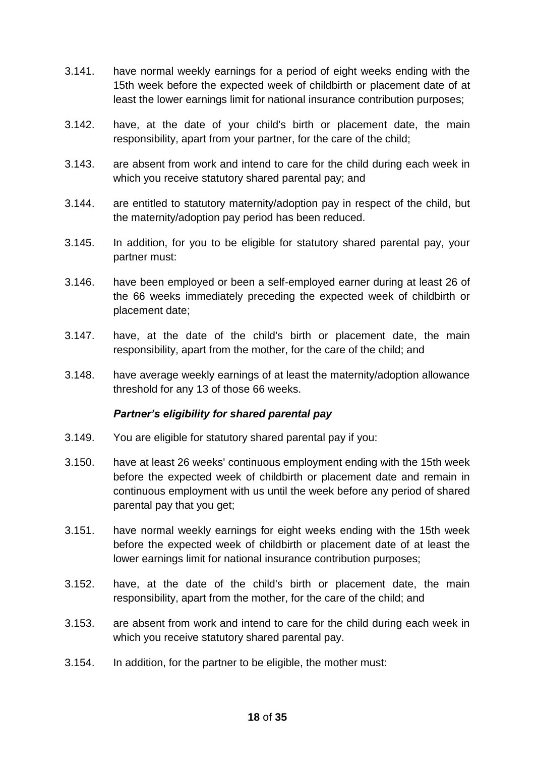3.141. have normal weekly earnings for a period of eight weeks ending with the 15th week before the expected week of childbirth or placement date of at least the lower earnings limit for national insurance contribution purposes;

3.142. have, at the date of your child's birth or placement date, the main responsibility, apart from your partner, for the care of the child;

3.143. are absent from work and intend to care for the child during each week in which you receive statutory shared parental pay; and

3.144. are entitled to statutory maternity/adoption pay in respect of the child, but the maternity/adoption pay period has been reduced.

3.145. In addition, for you to be eligible for statutory shared parental pay, your partner must:

3.146. have been employed or been a self-employed earner during at least 26 of the 66 weeks immediately preceding the expected week of childbirth or placement date;

3.147. have, at the date of the child's birth or placement date, the main responsibility, apart from the mother, for the care of the child; and

3.148. have average weekly earnings of at least the maternity/adoption allowance threshold for any 13 of those 66 weeks.

***Partner's eligibility for shared parental pay***

3.149. You are eligible for statutory shared parental pay if you:

3.150. have at least 26 weeks' continuous employment ending with the 15th week before the expected week of childbirth or placement date and remain in continuous employment with us until the week before any period of shared parental pay that you get;

3.151. have normal weekly earnings for eight weeks ending with the 15th week before the expected week of childbirth or placement date of at least the lower earnings limit for national insurance contribution purposes;

3.152. have, at the date of the child's birth or placement date, the main responsibility, apart from the mother, for the care of the child; and

3.153. are absent from work and intend to care for the child during each week in which you receive statutory shared parental pay.

3.154. In addition, for the partner to be eligible, the mother must: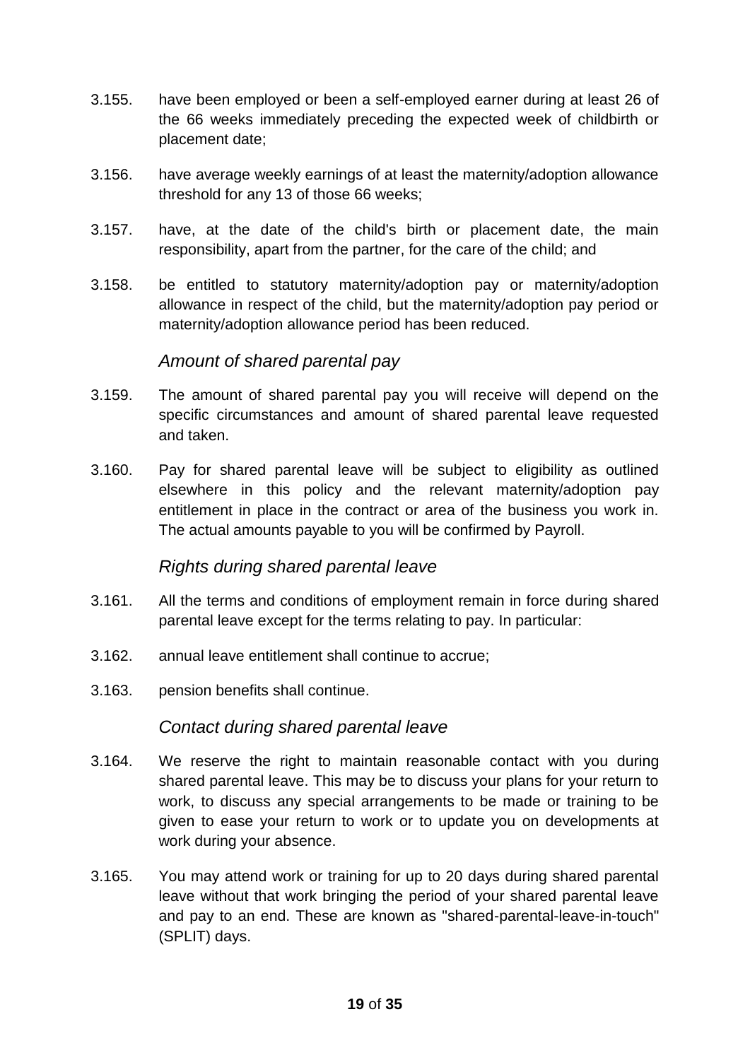3.155. have been employed or been a self-employed earner during at least 26 of the 66 weeks immediately preceding the expected week of childbirth or placement date;

3.156. have average weekly earnings of at least the maternity/adoption allowance threshold for any 13 of those 66 weeks;

3.157. have, at the date of the child's birth or placement date, the main responsibility, apart from the partner, for the care of the child; and

3.158. be entitled to statutory maternity/adoption pay or maternity/adoption allowance in respect of the child, but the maternity/adoption pay period or maternity/adoption allowance period has been reduced.

### *Amount of shared parental pay*

3.159. The amount of shared parental pay you will receive will depend on the specific circumstances and amount of shared parental leave requested and taken.

3.160. Pay for shared parental leave will be subject to eligibility as outlined elsewhere in this policy and the relevant maternity/adoption pay entitlement in place in the contract or area of the business you work in. The actual amounts payable to you will be confirmed by Payroll.

### *Rights during shared parental leave*

3.161. All the terms and conditions of employment remain in force during shared parental leave except for the terms relating to pay. In particular:

3.162. annual leave entitlement shall continue to accrue;

3.163. pension benefits shall continue.

### *Contact during shared parental leave*

3.164. We reserve the right to maintain reasonable contact with you during shared parental leave. This may be to discuss your plans for your return to work, to discuss any special arrangements to be made or training to be given to ease your return to work or to update you on developments at work during your absence.

3.165. You may attend work or training for up to 20 days during shared parental leave without that work bringing the period of your shared parental leave and pay to an end. These are known as "shared-parental-leave-in-touch" (SPLIT) days.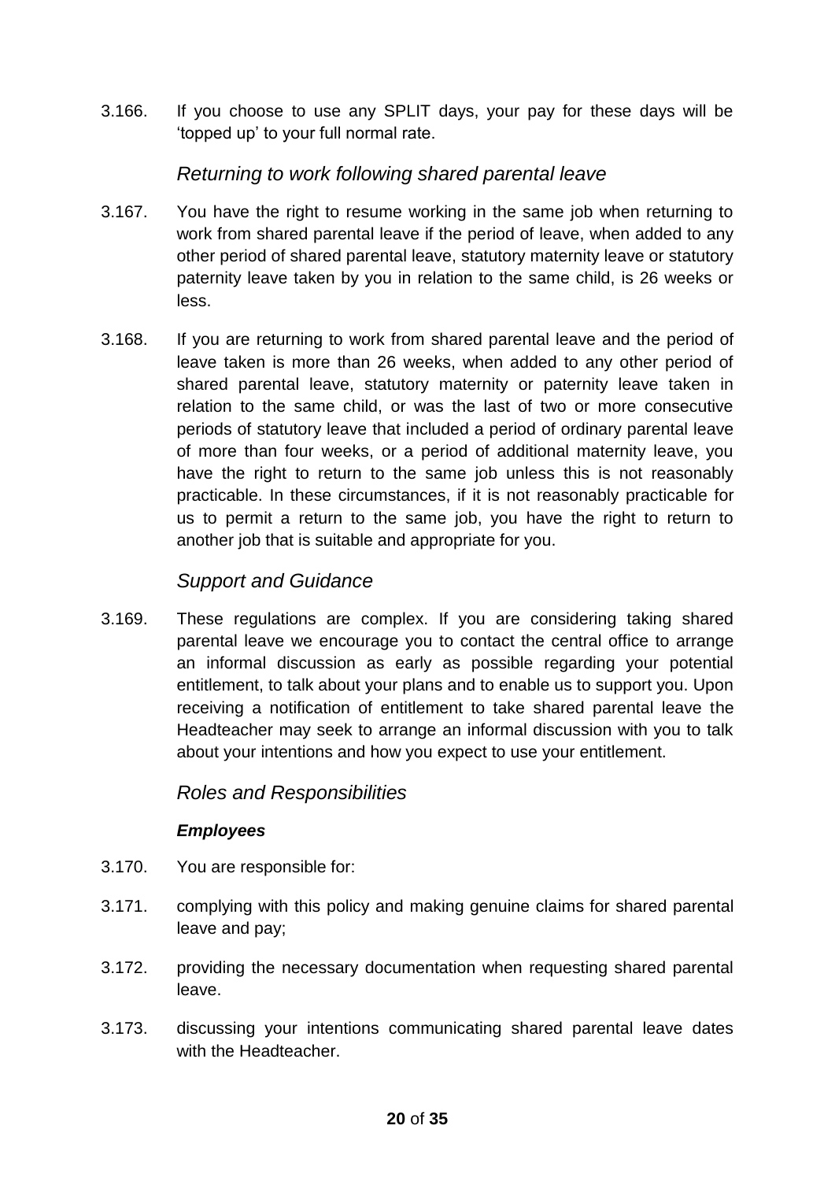3.166. If you choose to use any SPLIT days, your pay for these days will be 'topped up' to your full normal rate.

### *Returning to work following shared parental leave*

3.167. You have the right to resume working in the same job when returning to work from shared parental leave if the period of leave, when added to any other period of shared parental leave, statutory maternity leave or statutory paternity leave taken by you in relation to the same child, is 26 weeks or less.

3.168. If you are returning to work from shared parental leave and the period of leave taken is more than 26 weeks, when added to any other period of shared parental leave, statutory maternity or paternity leave taken in relation to the same child, or was the last of two or more consecutive periods of statutory leave that included a period of ordinary parental leave of more than four weeks, or a period of additional maternity leave, you have the right to return to the same job unless this is not reasonably practicable. In these circumstances, if it is not reasonably practicable for us to permit a return to the same job, you have the right to return to another job that is suitable and appropriate for you.

### *Support and Guidance*

3.169. These regulations are complex. If you are considering taking shared parental leave we encourage you to contact the central office to arrange an informal discussion as early as possible regarding your potential entitlement, to talk about your plans and to enable us to support you. Upon receiving a notification of entitlement to take shared parental leave the Headteacher may seek to arrange an informal discussion with you to talk about your intentions and how you expect to use your entitlement.

### *Roles and Responsibilities*

#### ***Employees***

3.170. You are responsible for:

3.171. complying with this policy and making genuine claims for shared parental leave and pay;

3.172. providing the necessary documentation when requesting shared parental leave.

3.173. discussing your intentions communicating shared parental leave dates with the Headteacher.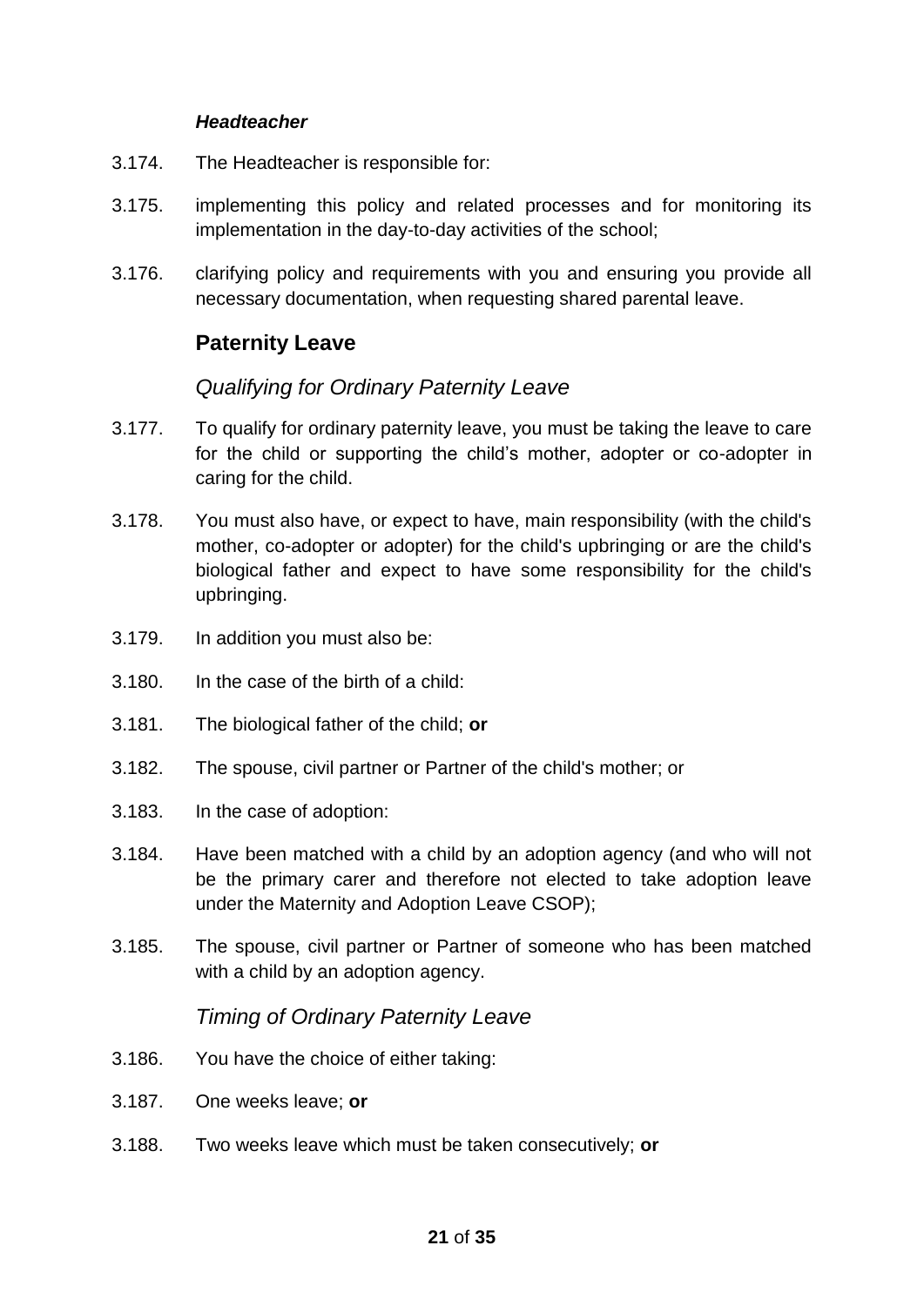***Headteacher***

3.174. The Headteacher is responsible for:

3.175. implementing this policy and related processes and for monitoring its implementation in the day-to-day activities of the school;

3.176. clarifying policy and requirements with you and ensuring you provide all necessary documentation, when requesting shared parental leave.

## Paternity Leave

### *Qualifying for Ordinary Paternity Leave*

3.177. To qualify for ordinary paternity leave, you must be taking the leave to care for the child or supporting the child's mother, adopter or co-adopter in caring for the child.

3.178. You must also have, or expect to have, main responsibility (with the child's mother, co-adopter or adopter) for the child's upbringing or are the child's biological father and expect to have some responsibility for the child's upbringing.

3.179. In addition you must also be:

3.180. In the case of the birth of a child:

3.181. The biological father of the child; **or**

3.182. The spouse, civil partner or Partner of the child's mother; or

3.183. In the case of adoption:

3.184. Have been matched with a child by an adoption agency (and who will not be the primary carer and therefore not elected to take adoption leave under the Maternity and Adoption Leave CSOP);

3.185. The spouse, civil partner or Partner of someone who has been matched with a child by an adoption agency.

### *Timing of Ordinary Paternity Leave*

3.186. You have the choice of either taking:

3.187. One weeks leave; **or**

3.188. Two weeks leave which must be taken consecutively; **or**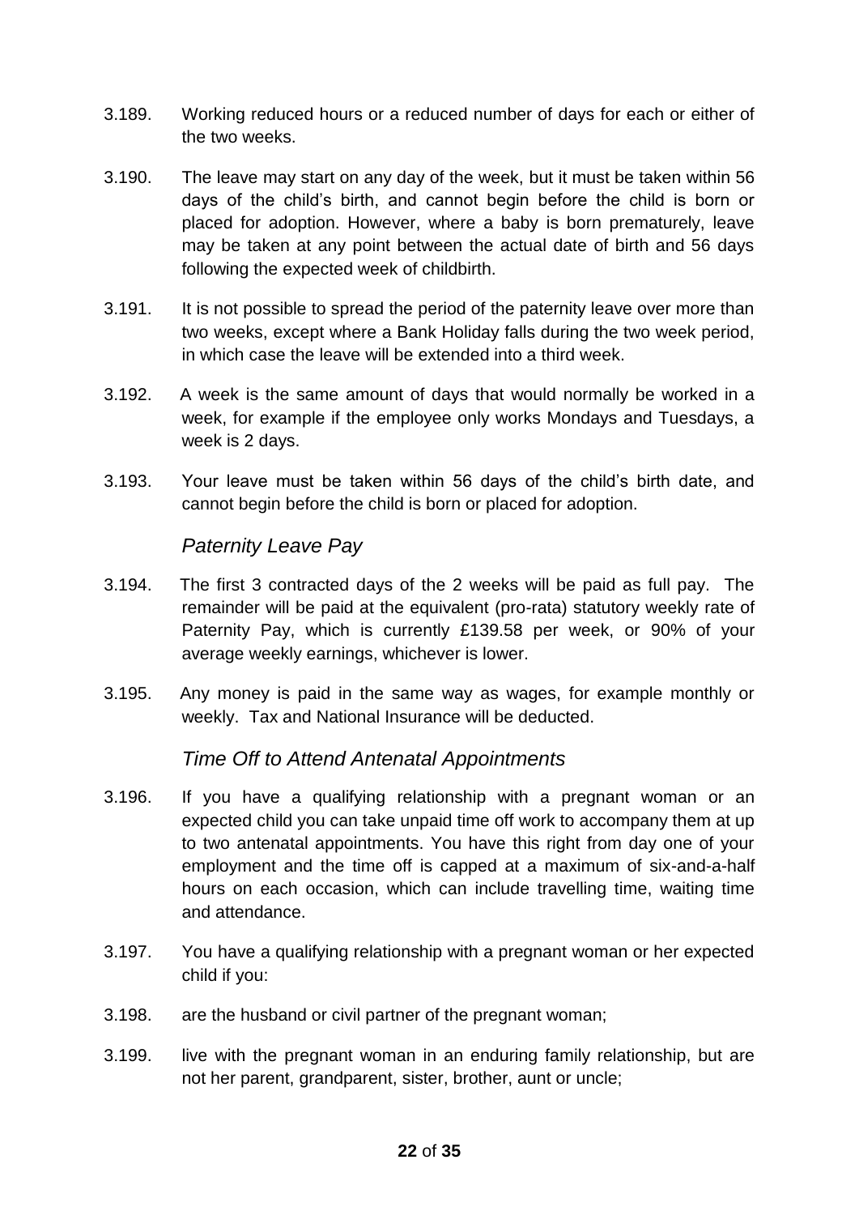3.189. Working reduced hours or a reduced number of days for each or either of the two weeks.

3.190. The leave may start on any day of the week, but it must be taken within 56 days of the child's birth, and cannot begin before the child is born or placed for adoption. However, where a baby is born prematurely, leave may be taken at any point between the actual date of birth and 56 days following the expected week of childbirth.

3.191. It is not possible to spread the period of the paternity leave over more than two weeks, except where a Bank Holiday falls during the two week period, in which case the leave will be extended into a third week.

3.192. A week is the same amount of days that would normally be worked in a week, for example if the employee only works Mondays and Tuesdays, a week is 2 days.

3.193. Your leave must be taken within 56 days of the child's birth date, and cannot begin before the child is born or placed for adoption.

### *Paternity Leave Pay*

3.194. The first 3 contracted days of the 2 weeks will be paid as full pay. The remainder will be paid at the equivalent (pro-rata) statutory weekly rate of Paternity Pay, which is currently £139.58 per week, or 90% of your average weekly earnings, whichever is lower.

3.195. Any money is paid in the same way as wages, for example monthly or weekly. Tax and National Insurance will be deducted.

### *Time Off to Attend Antenatal Appointments*

3.196. If you have a qualifying relationship with a pregnant woman or an expected child you can take unpaid time off work to accompany them at up to two antenatal appointments. You have this right from day one of your employment and the time off is capped at a maximum of six-and-a-half hours on each occasion, which can include travelling time, waiting time and attendance.

3.197. You have a qualifying relationship with a pregnant woman or her expected child if you:

3.198. are the husband or civil partner of the pregnant woman;

3.199. live with the pregnant woman in an enduring family relationship, but are not her parent, grandparent, sister, brother, aunt or uncle;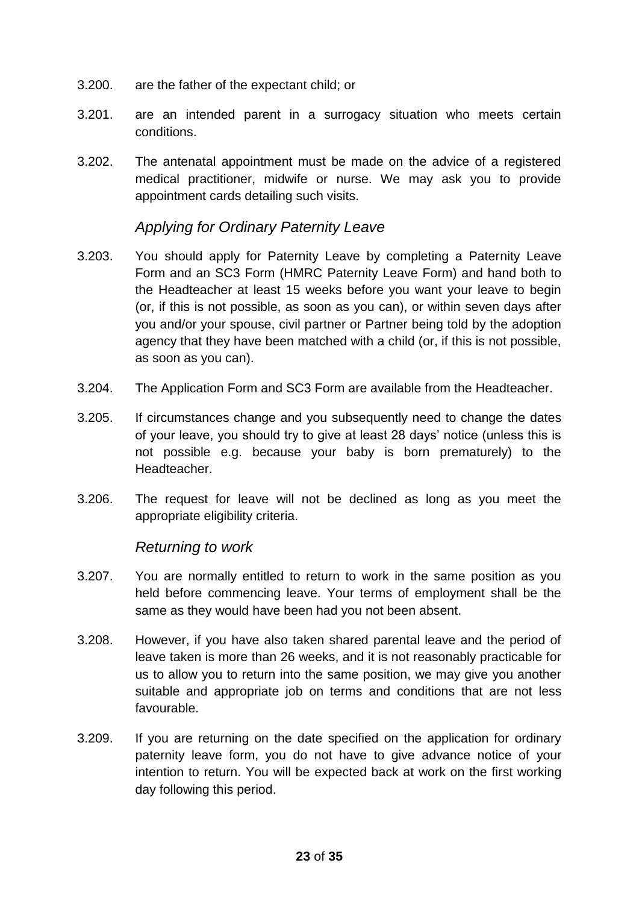3.200. are the father of the expectant child; or

3.201. are an intended parent in a surrogacy situation who meets certain conditions.

3.202. The antenatal appointment must be made on the advice of a registered medical practitioner, midwife or nurse. We may ask you to provide appointment cards detailing such visits.

### *Applying for Ordinary Paternity Leave*

3.203. You should apply for Paternity Leave by completing a Paternity Leave Form and an SC3 Form (HMRC Paternity Leave Form) and hand both to the Headteacher at least 15 weeks before you want your leave to begin (or, if this is not possible, as soon as you can), or within seven days after you and/or your spouse, civil partner or Partner being told by the adoption agency that they have been matched with a child (or, if this is not possible, as soon as you can).

3.204. The Application Form and SC3 Form are available from the Headteacher.

3.205. If circumstances change and you subsequently need to change the dates of your leave, you should try to give at least 28 days' notice (unless this is not possible e.g. because your baby is born prematurely) to the Headteacher.

3.206. The request for leave will not be declined as long as you meet the appropriate eligibility criteria.

### *Returning to work*

3.207. You are normally entitled to return to work in the same position as you held before commencing leave. Your terms of employment shall be the same as they would have been had you not been absent.

3.208. However, if you have also taken shared parental leave and the period of leave taken is more than 26 weeks, and it is not reasonably practicable for us to allow you to return into the same position, we may give you another suitable and appropriate job on terms and conditions that are not less favourable.

3.209. If you are returning on the date specified on the application for ordinary paternity leave form, you do not have to give advance notice of your intention to return. You will be expected back at work on the first working day following this period.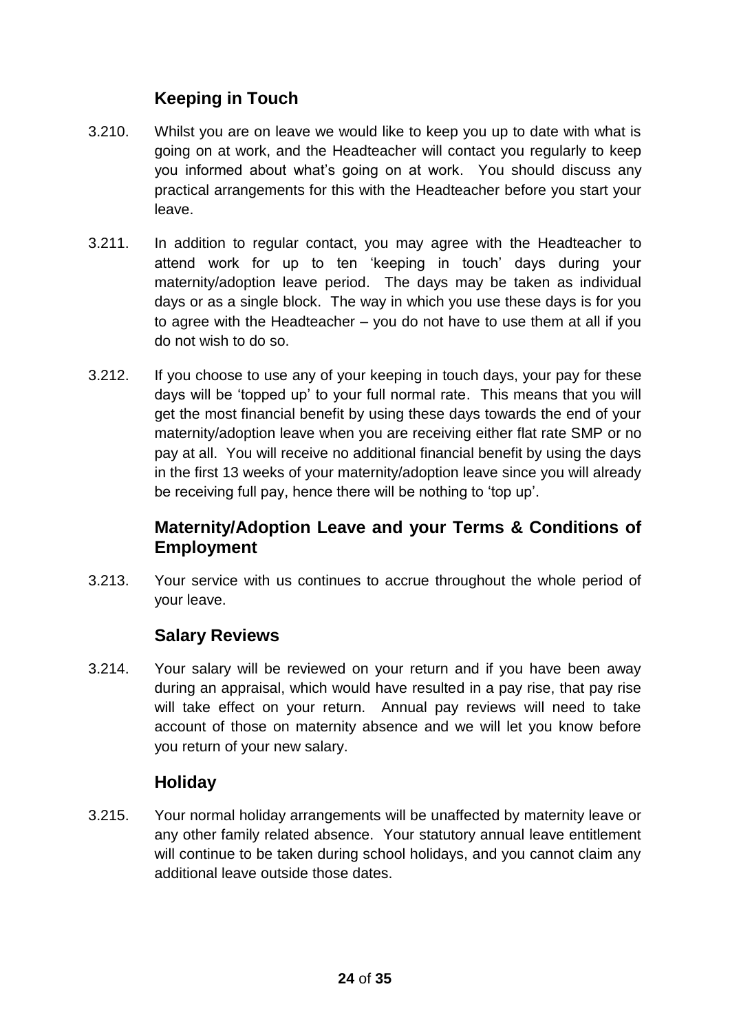## Keeping in Touch

3.210. Whilst you are on leave we would like to keep you up to date with what is going on at work, and the Headteacher will contact you regularly to keep you informed about what's going on at work. You should discuss any practical arrangements for this with the Headteacher before you start your leave.

3.211. In addition to regular contact, you may agree with the Headteacher to attend work for up to ten 'keeping in touch' days during your maternity/adoption leave period. The days may be taken as individual days or as a single block. The way in which you use these days is for you to agree with the Headteacher – you do not have to use them at all if you do not wish to do so.

3.212. If you choose to use any of your keeping in touch days, your pay for these days will be 'topped up' to your full normal rate. This means that you will get the most financial benefit by using these days towards the end of your maternity/adoption leave when you are receiving either flat rate SMP or no pay at all. You will receive no additional financial benefit by using the days in the first 13 weeks of your maternity/adoption leave since you will already be receiving full pay, hence there will be nothing to 'top up'.

## Maternity/Adoption Leave and your Terms & Conditions of Employment

3.213. Your service with us continues to accrue throughout the whole period of your leave.

## Salary Reviews

3.214. Your salary will be reviewed on your return and if you have been away during an appraisal, which would have resulted in a pay rise, that pay rise will take effect on your return. Annual pay reviews will need to take account of those on maternity absence and we will let you know before you return of your new salary.

## Holiday

3.215. Your normal holiday arrangements will be unaffected by maternity leave or any other family related absence. Your statutory annual leave entitlement will continue to be taken during school holidays, and you cannot claim any additional leave outside those dates.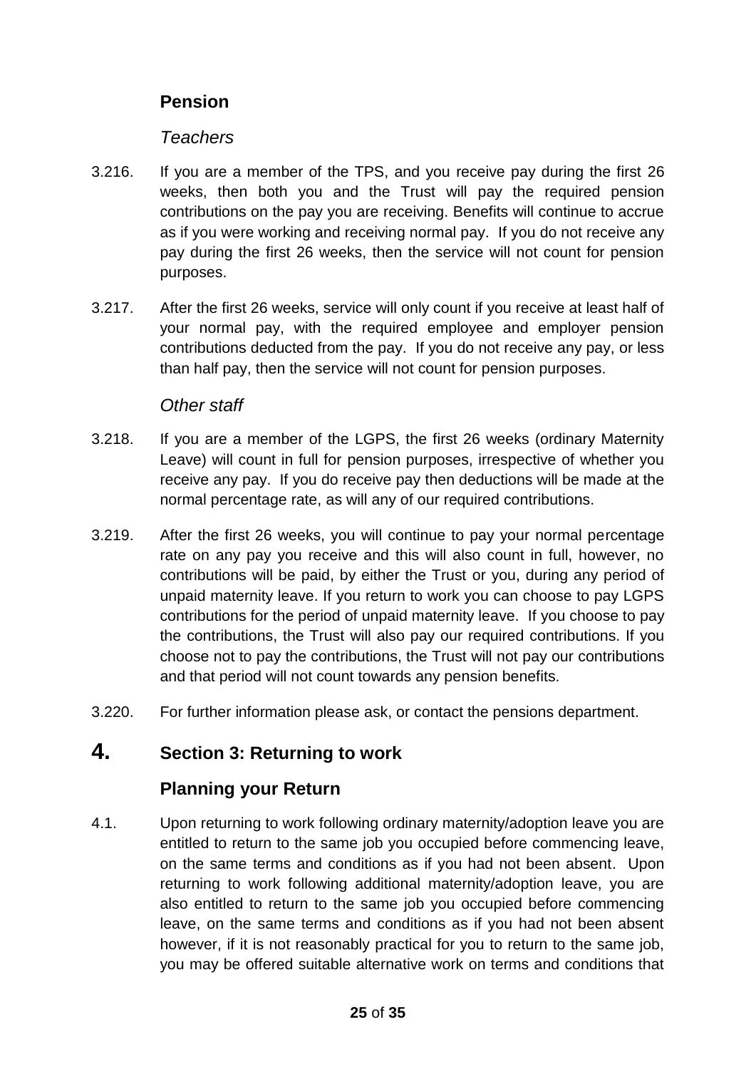## Pension

### *Teachers*

3.216. If you are a member of the TPS, and you receive pay during the first 26 weeks, then both you and the Trust will pay the required pension contributions on the pay you are receiving. Benefits will continue to accrue as if you were working and receiving normal pay. If you do not receive any pay during the first 26 weeks, then the service will not count for pension purposes.

3.217. After the first 26 weeks, service will only count if you receive at least half of your normal pay, with the required employee and employer pension contributions deducted from the pay. If you do not receive any pay, or less than half pay, then the service will not count for pension purposes.

### *Other staff*

3.218. If you are a member of the LGPS, the first 26 weeks (ordinary Maternity Leave) will count in full for pension purposes, irrespective of whether you receive any pay. If you do receive pay then deductions will be made at the normal percentage rate, as will any of our required contributions.

3.219. After the first 26 weeks, you will continue to pay your normal percentage rate on any pay you receive and this will also count in full, however, no contributions will be paid, by either the Trust or you, during any period of unpaid maternity leave. If you return to work you can choose to pay LGPS contributions for the period of unpaid maternity leave. If you choose to pay the contributions, the Trust will also pay our required contributions. If you choose not to pay the contributions, the Trust will not pay our contributions and that period will not count towards any pension benefits.

3.220. For further information please ask, or contact the pensions department.

# 4. Section 3: Returning to work

## Planning your Return

4.1. Upon returning to work following ordinary maternity/adoption leave you are entitled to return to the same job you occupied before commencing leave, on the same terms and conditions as if you had not been absent. Upon returning to work following additional maternity/adoption leave, you are also entitled to return to the same job you occupied before commencing leave, on the same terms and conditions as if you had not been absent however, if it is not reasonably practical for you to return to the same job, you may be offered suitable alternative work on terms and conditions that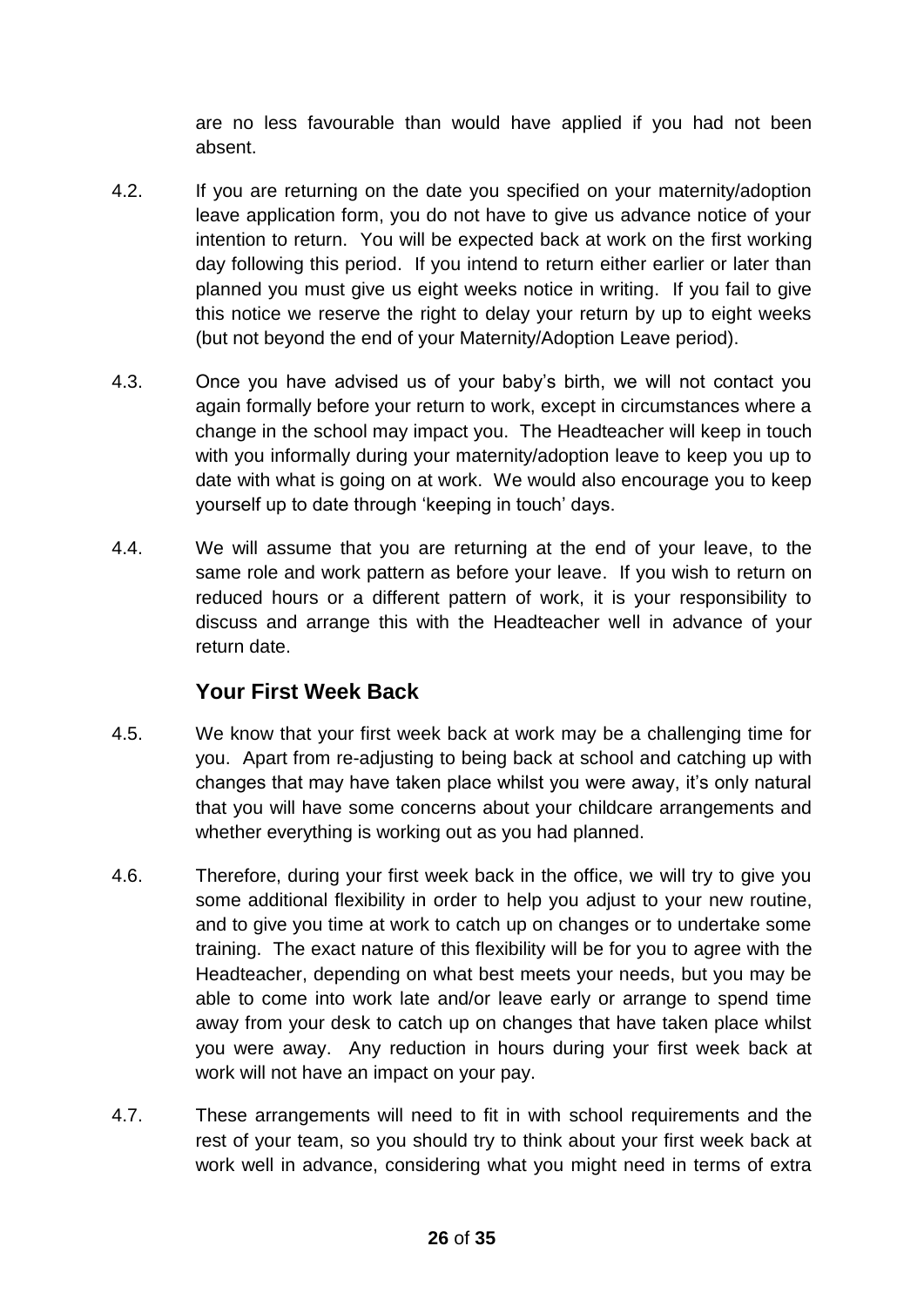are no less favourable than would have applied if you had not been absent.

4.2. If you are returning on the date you specified on your maternity/adoption leave application form, you do not have to give us advance notice of your intention to return. You will be expected back at work on the first working day following this period. If you intend to return either earlier or later than planned you must give us eight weeks notice in writing. If you fail to give this notice we reserve the right to delay your return by up to eight weeks (but not beyond the end of your Maternity/Adoption Leave period).

4.3. Once you have advised us of your baby's birth, we will not contact you again formally before your return to work, except in circumstances where a change in the school may impact you. The Headteacher will keep in touch with you informally during your maternity/adoption leave to keep you up to date with what is going on at work. We would also encourage you to keep yourself up to date through 'keeping in touch' days.

4.4. We will assume that you are returning at the end of your leave, to the same role and work pattern as before your leave. If you wish to return on reduced hours or a different pattern of work, it is your responsibility to discuss and arrange this with the Headteacher well in advance of your return date.

### Your First Week Back

4.5. We know that your first week back at work may be a challenging time for you. Apart from re-adjusting to being back at school and catching up with changes that may have taken place whilst you were away, it's only natural that you will have some concerns about your childcare arrangements and whether everything is working out as you had planned.

4.6. Therefore, during your first week back in the office, we will try to give you some additional flexibility in order to help you adjust to your new routine, and to give you time at work to catch up on changes or to undertake some training. The exact nature of this flexibility will be for you to agree with the Headteacher, depending on what best meets your needs, but you may be able to come into work late and/or leave early or arrange to spend time away from your desk to catch up on changes that have taken place whilst you were away. Any reduction in hours during your first week back at work will not have an impact on your pay.

4.7. These arrangements will need to fit in with school requirements and the rest of your team, so you should try to think about your first week back at work well in advance, considering what you might need in terms of extra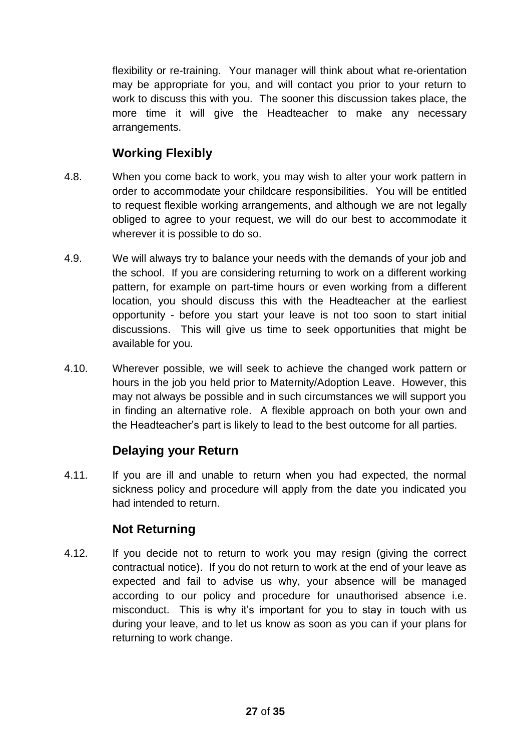flexibility or re-training. Your manager will think about what re-orientation may be appropriate for you, and will contact you prior to your return to work to discuss this with you. The sooner this discussion takes place, the more time it will give the Headteacher to make any necessary arrangements.

## Working Flexibly

4.8. When you come back to work, you may wish to alter your work pattern in order to accommodate your childcare responsibilities. You will be entitled to request flexible working arrangements, and although we are not legally obliged to agree to your request, we will do our best to accommodate it wherever it is possible to do so.

4.9. We will always try to balance your needs with the demands of your job and the school. If you are considering returning to work on a different working pattern, for example on part-time hours or even working from a different location, you should discuss this with the Headteacher at the earliest opportunity - before you start your leave is not too soon to start initial discussions. This will give us time to seek opportunities that might be available for you.

4.10. Wherever possible, we will seek to achieve the changed work pattern or hours in the job you held prior to Maternity/Adoption Leave. However, this may not always be possible and in such circumstances we will support you in finding an alternative role. A flexible approach on both your own and the Headteacher's part is likely to lead to the best outcome for all parties.

## Delaying your Return

4.11. If you are ill and unable to return when you had expected, the normal sickness policy and procedure will apply from the date you indicated you had intended to return.

## Not Returning

4.12. If you decide not to return to work you may resign (giving the correct contractual notice). If you do not return to work at the end of your leave as expected and fail to advise us why, your absence will be managed according to our policy and procedure for unauthorised absence i.e. misconduct. This is why it's important for you to stay in touch with us during your leave, and to let us know as soon as you can if your plans for returning to work change.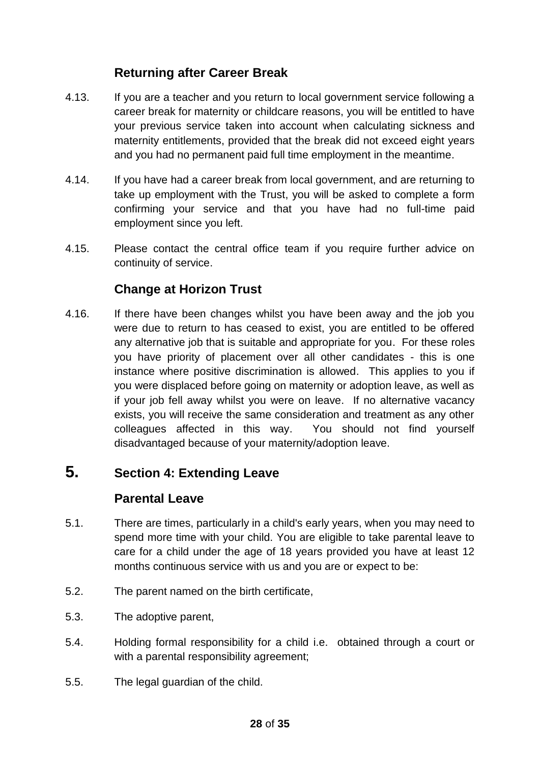### Returning after Career Break

4.13. If you are a teacher and you return to local government service following a career break for maternity or childcare reasons, you will be entitled to have your previous service taken into account when calculating sickness and maternity entitlements, provided that the break did not exceed eight years and you had no permanent paid full time employment in the meantime.

4.14. If you have had a career break from local government, and are returning to take up employment with the Trust, you will be asked to complete a form confirming your service and that you have had no full-time paid employment since you left.

4.15. Please contact the central office team if you require further advice on continuity of service.

### Change at Horizon Trust

4.16. If there have been changes whilst you have been away and the job you were due to return to has ceased to exist, you are entitled to be offered any alternative job that is suitable and appropriate for you. For these roles you have priority of placement over all other candidates - this is one instance where positive discrimination is allowed. This applies to you if you were displaced before going on maternity or adoption leave, as well as if your job fell away whilst you were on leave. If no alternative vacancy exists, you will receive the same consideration and treatment as any other colleagues affected in this way. You should not find yourself disadvantaged because of your maternity/adoption leave.

## 5. Section 4: Extending Leave

### Parental Leave

5.1. There are times, particularly in a child's early years, when you may need to spend more time with your child. You are eligible to take parental leave to care for a child under the age of 18 years provided you have at least 12 months continuous service with us and you are or expect to be:

5.2. The parent named on the birth certificate,

5.3. The adoptive parent,

5.4. Holding formal responsibility for a child i.e. obtained through a court or with a parental responsibility agreement;

5.5. The legal guardian of the child.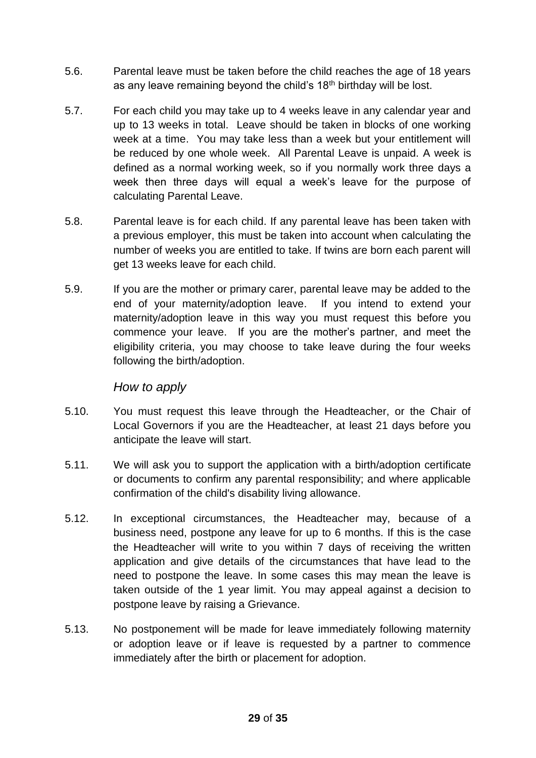5.6. Parental leave must be taken before the child reaches the age of 18 years as any leave remaining beyond the child's 18th birthday will be lost.

5.7. For each child you may take up to 4 weeks leave in any calendar year and up to 13 weeks in total. Leave should be taken in blocks of one working week at a time. You may take less than a week but your entitlement will be reduced by one whole week. All Parental Leave is unpaid. A week is defined as a normal working week, so if you normally work three days a week then three days will equal a week's leave for the purpose of calculating Parental Leave.

5.8. Parental leave is for each child. If any parental leave has been taken with a previous employer, this must be taken into account when calculating the number of weeks you are entitled to take. If twins are born each parent will get 13 weeks leave for each child.

5.9. If you are the mother or primary carer, parental leave may be added to the end of your maternity/adoption leave. If you intend to extend your maternity/adoption leave in this way you must request this before you commence your leave. If you are the mother's partner, and meet the eligibility criteria, you may choose to take leave during the four weeks following the birth/adoption.

*How to apply*

5.10. You must request this leave through the Headteacher, or the Chair of Local Governors if you are the Headteacher, at least 21 days before you anticipate the leave will start.

5.11. We will ask you to support the application with a birth/adoption certificate or documents to confirm any parental responsibility; and where applicable confirmation of the child's disability living allowance.

5.12. In exceptional circumstances, the Headteacher may, because of a business need, postpone any leave for up to 6 months. If this is the case the Headteacher will write to you within 7 days of receiving the written application and give details of the circumstances that have lead to the need to postpone the leave. In some cases this may mean the leave is taken outside of the 1 year limit. You may appeal against a decision to postpone leave by raising a Grievance.

5.13. No postponement will be made for leave immediately following maternity or adoption leave or if leave is requested by a partner to commence immediately after the birth or placement for adoption.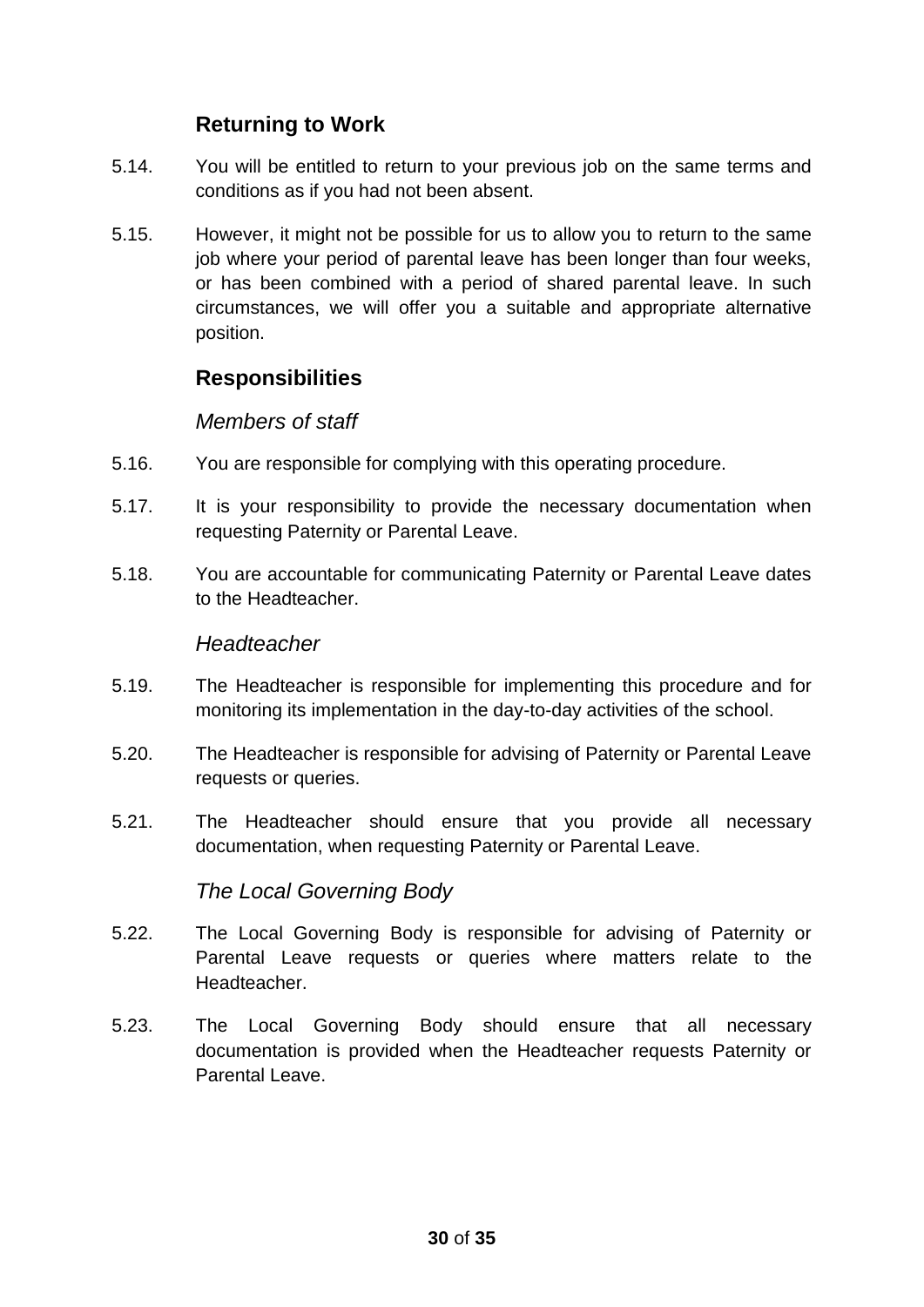## Returning to Work

5.14. You will be entitled to return to your previous job on the same terms and conditions as if you had not been absent.

5.15. However, it might not be possible for us to allow you to return to the same job where your period of parental leave has been longer than four weeks, or has been combined with a period of shared parental leave. In such circumstances, we will offer you a suitable and appropriate alternative position.

## Responsibilities

### *Members of staff*

5.16. You are responsible for complying with this operating procedure.

5.17. It is your responsibility to provide the necessary documentation when requesting Paternity or Parental Leave.

5.18. You are accountable for communicating Paternity or Parental Leave dates to the Headteacher.

### *Headteacher*

5.19. The Headteacher is responsible for implementing this procedure and for monitoring its implementation in the day-to-day activities of the school.

5.20. The Headteacher is responsible for advising of Paternity or Parental Leave requests or queries.

5.21. The Headteacher should ensure that you provide all necessary documentation, when requesting Paternity or Parental Leave.

### *The Local Governing Body*

5.22. The Local Governing Body is responsible for advising of Paternity or Parental Leave requests or queries where matters relate to the Headteacher.

5.23. The Local Governing Body should ensure that all necessary documentation is provided when the Headteacher requests Paternity or Parental Leave.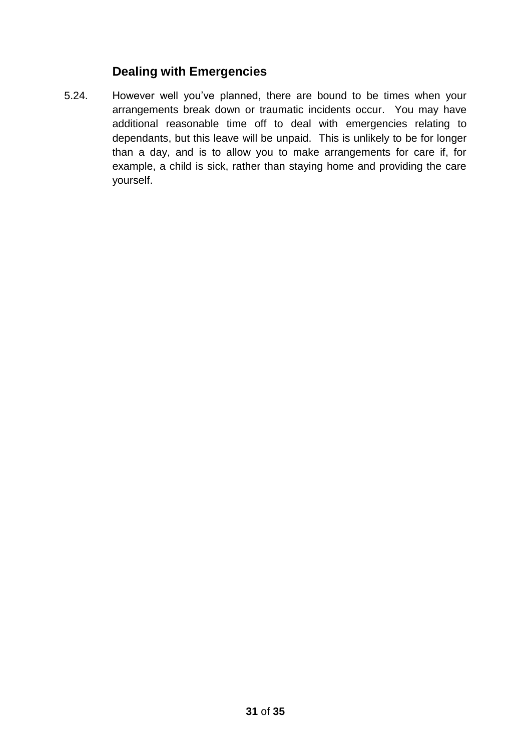## Dealing with Emergencies

5.24. However well you've planned, there are bound to be times when your arrangements break down or traumatic incidents occur. You may have additional reasonable time off to deal with emergencies relating to dependants, but this leave will be unpaid. This is unlikely to be for longer than a day, and is to allow you to make arrangements for care if, for example, a child is sick, rather than staying home and providing the care yourself.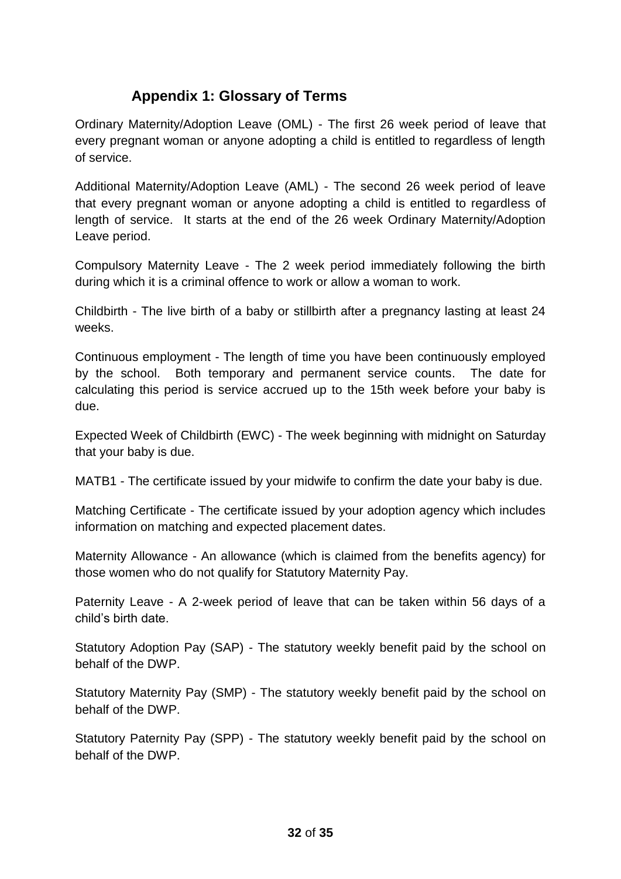## Appendix 1: Glossary of Terms

Ordinary Maternity/Adoption Leave (OML) - The first 26 week period of leave that every pregnant woman or anyone adopting a child is entitled to regardless of length of service.

Additional Maternity/Adoption Leave (AML) - The second 26 week period of leave that every pregnant woman or anyone adopting a child is entitled to regardless of length of service. It starts at the end of the 26 week Ordinary Maternity/Adoption Leave period.

Compulsory Maternity Leave - The 2 week period immediately following the birth during which it is a criminal offence to work or allow a woman to work.

Childbirth - The live birth of a baby or stillbirth after a pregnancy lasting at least 24 weeks.

Continuous employment - The length of time you have been continuously employed by the school. Both temporary and permanent service counts. The date for calculating this period is service accrued up to the 15th week before your baby is due.

Expected Week of Childbirth (EWC) - The week beginning with midnight on Saturday that your baby is due.

MATB1 - The certificate issued by your midwife to confirm the date your baby is due.

Matching Certificate - The certificate issued by your adoption agency which includes information on matching and expected placement dates.

Maternity Allowance - An allowance (which is claimed from the benefits agency) for those women who do not qualify for Statutory Maternity Pay.

Paternity Leave - A 2-week period of leave that can be taken within 56 days of a child's birth date.

Statutory Adoption Pay (SAP) - The statutory weekly benefit paid by the school on behalf of the DWP.

Statutory Maternity Pay (SMP) - The statutory weekly benefit paid by the school on behalf of the DWP.

Statutory Paternity Pay (SPP) - The statutory weekly benefit paid by the school on behalf of the DWP.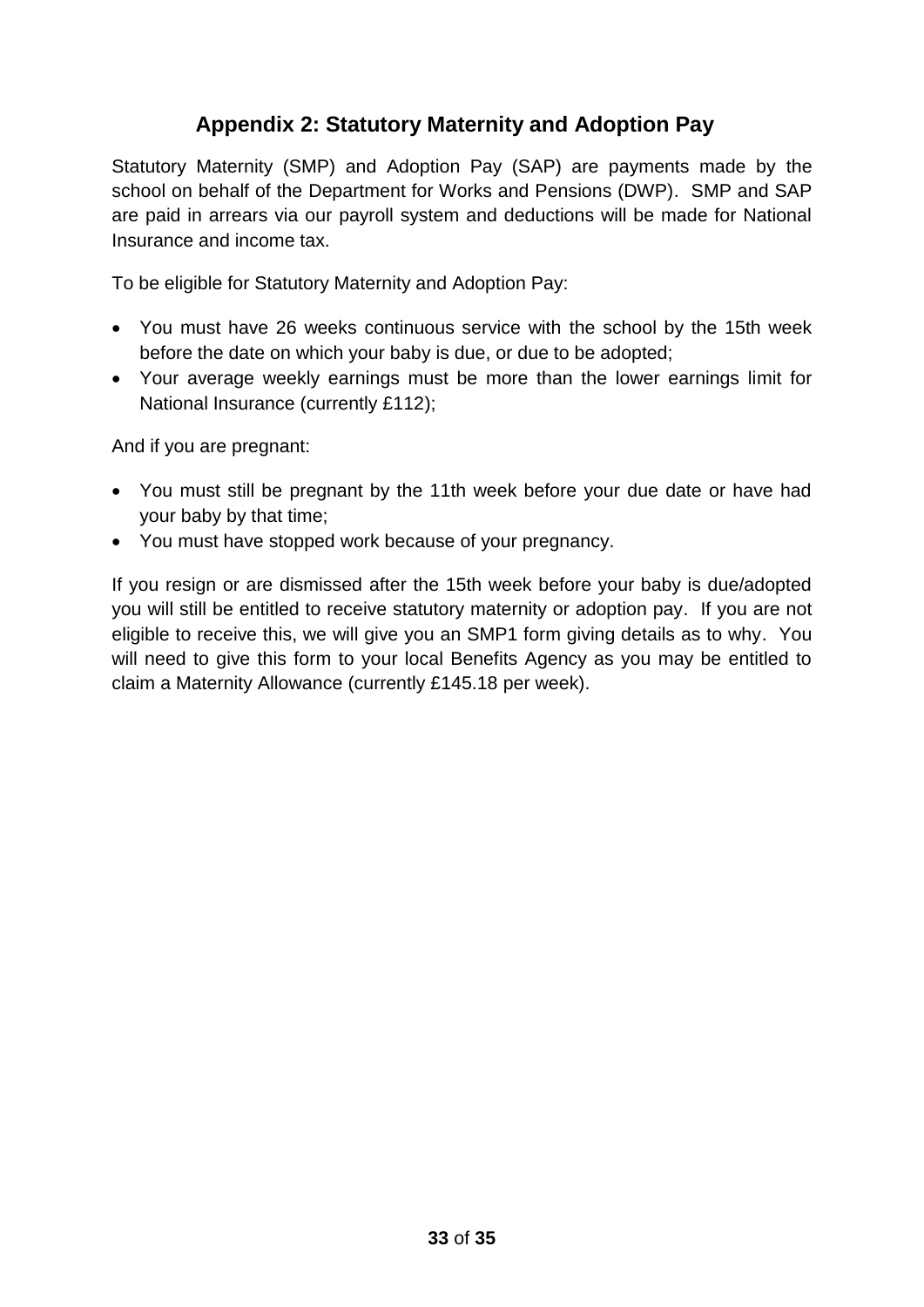## Appendix 2: Statutory Maternity and Adoption Pay

Statutory Maternity (SMP) and Adoption Pay (SAP) are payments made by the school on behalf of the Department for Works and Pensions (DWP). SMP and SAP are paid in arrears via our payroll system and deductions will be made for National Insurance and income tax.

To be eligible for Statutory Maternity and Adoption Pay:

- You must have 26 weeks continuous service with the school by the 15th week before the date on which your baby is due, or due to be adopted;
- Your average weekly earnings must be more than the lower earnings limit for National Insurance (currently £112);

And if you are pregnant:

- You must still be pregnant by the 11th week before your due date or have had your baby by that time;
- You must have stopped work because of your pregnancy.

If you resign or are dismissed after the 15th week before your baby is due/adopted you will still be entitled to receive statutory maternity or adoption pay. If you are not eligible to receive this, we will give you an SMP1 form giving details as to why. You will need to give this form to your local Benefits Agency as you may be entitled to claim a Maternity Allowance (currently £145.18 per week).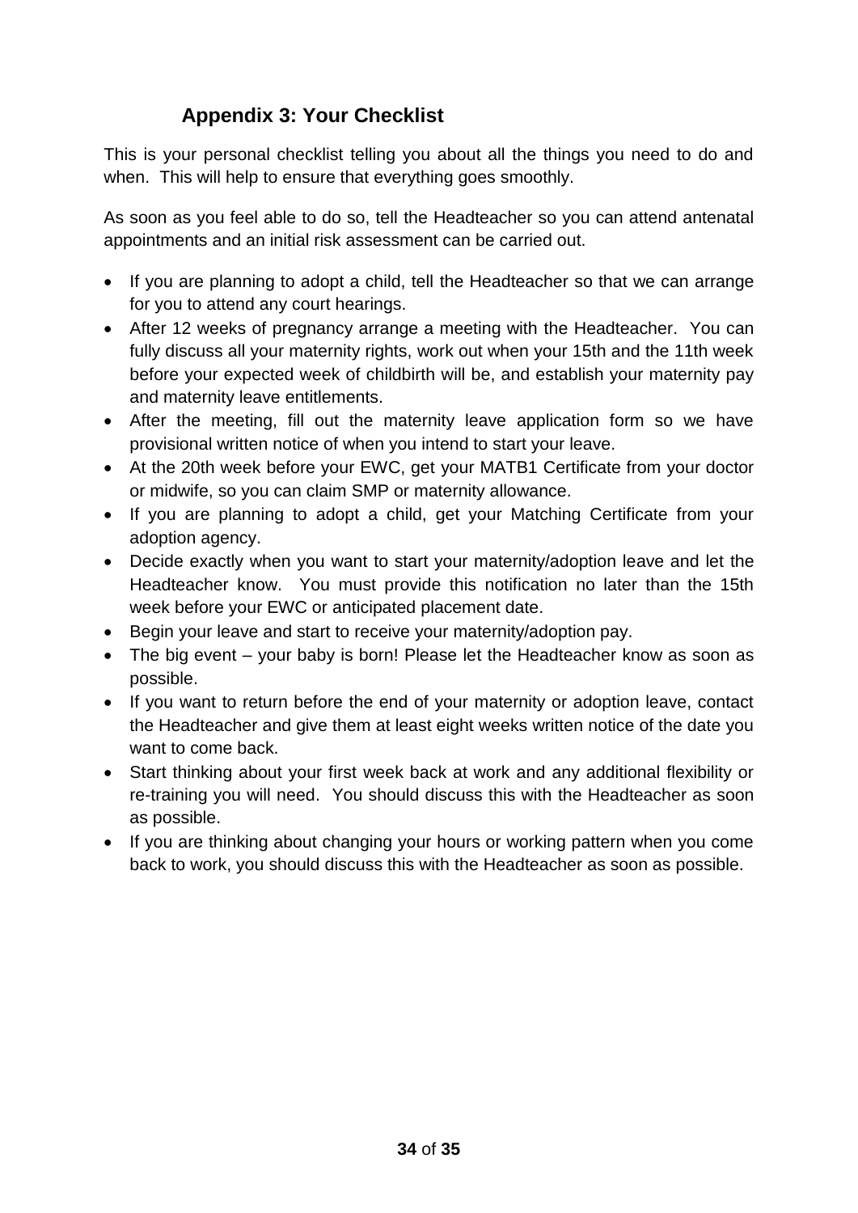## Appendix 3: Your Checklist

This is your personal checklist telling you about all the things you need to do and when. This will help to ensure that everything goes smoothly.

As soon as you feel able to do so, tell the Headteacher so you can attend antenatal appointments and an initial risk assessment can be carried out.

- If you are planning to adopt a child, tell the Headteacher so that we can arrange for you to attend any court hearings.
- After 12 weeks of pregnancy arrange a meeting with the Headteacher. You can fully discuss all your maternity rights, work out when your 15th and the 11th week before your expected week of childbirth will be, and establish your maternity pay and maternity leave entitlements.
- After the meeting, fill out the maternity leave application form so we have provisional written notice of when you intend to start your leave.
- At the 20th week before your EWC, get your MATB1 Certificate from your doctor or midwife, so you can claim SMP or maternity allowance.
- If you are planning to adopt a child, get your Matching Certificate from your adoption agency.
- Decide exactly when you want to start your maternity/adoption leave and let the Headteacher know. You must provide this notification no later than the 15th week before your EWC or anticipated placement date.
- Begin your leave and start to receive your maternity/adoption pay.
- The big event – your baby is born! Please let the Headteacher know as soon as possible.
- If you want to return before the end of your maternity or adoption leave, contact the Headteacher and give them at least eight weeks written notice of the date you want to come back.
- Start thinking about your first week back at work and any additional flexibility or re-training you will need. You should discuss this with the Headteacher as soon as possible.
- If you are thinking about changing your hours or working pattern when you come back to work, you should discuss this with the Headteacher as soon as possible.